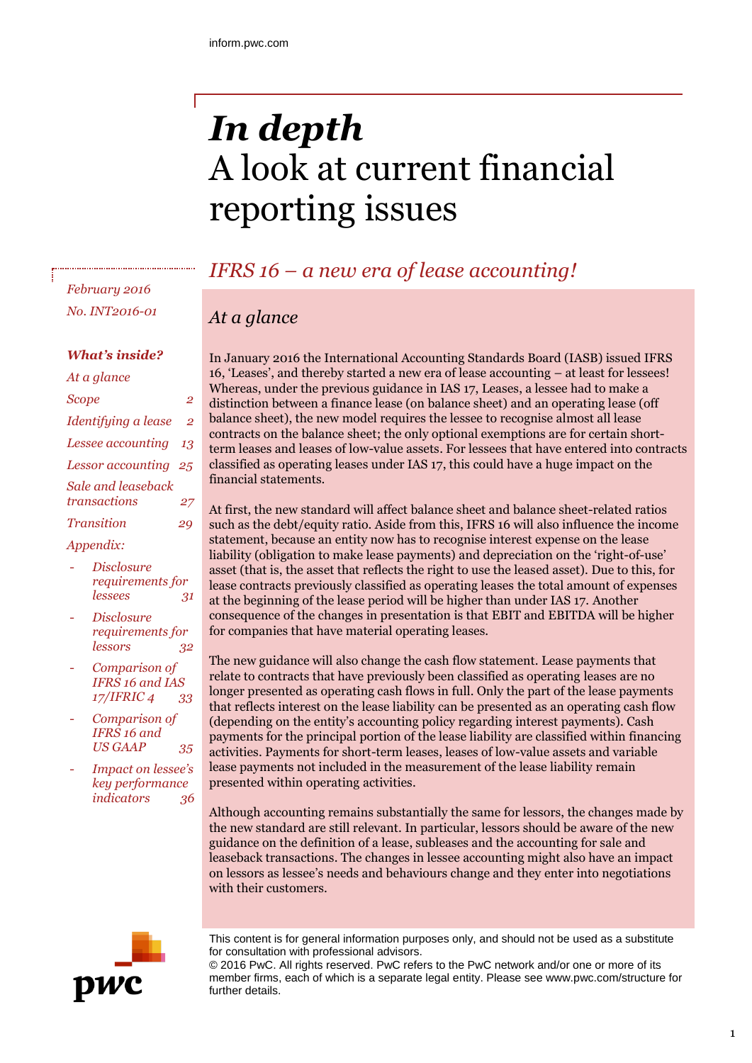inform.pwc.com

# *In depth*
# A look at current financial reporting issues

*February 2016*

*No. INT2016-01*

***What's inside?***

- *At a glance*
- *Scope* 2
- *Identifying a lease* 2
- *Lessee accounting* 13
- *Lessor accounting* 25
- *Sale and leaseback transactions* 27
- *Transition* 29
- *Appendix:*
  - *Disclosure requirements for lessees* 31
  - *Disclosure requirements for lessors* 32
  - *Comparison of IFRS 16 and IAS 17/IFRIC 4* 33
  - *Comparison of IFRS 16 and US GAAP* 35
  - *Impact on lessee's key performance indicators* 36

## *IFRS 16 – a new era of lease accounting!*

### *At a glance*

In January 2016 the International Accounting Standards Board (IASB) issued IFRS 16, 'Leases', and thereby started a new era of lease accounting – at least for lessees! Whereas, under the previous guidance in IAS 17, Leases, a lessee had to make a distinction between a finance lease (on balance sheet) and an operating lease (off balance sheet), the new model requires the lessee to recognise almost all lease contracts on the balance sheet; the only optional exemptions are for certain short-term leases and leases of low-value assets. For lessees that have entered into contracts classified as operating leases under IAS 17, this could have a huge impact on the financial statements.

At first, the new standard will affect balance sheet and balance sheet-related ratios such as the debt/equity ratio. Aside from this, IFRS 16 will also influence the income statement, because an entity now has to recognise interest expense on the lease liability (obligation to make lease payments) and depreciation on the 'right-of-use' asset (that is, the asset that reflects the right to use the leased asset). Due to this, for lease contracts previously classified as operating leases the total amount of expenses at the beginning of the lease period will be higher than under IAS 17. Another consequence of the changes in presentation is that EBIT and EBITDA will be higher for companies that have material operating leases.

The new guidance will also change the cash flow statement. Lease payments that relate to contracts that have previously been classified as operating leases are no longer presented as operating cash flows in full. Only the part of the lease payments that reflects interest on the lease liability can be presented as an operating cash flow (depending on the entity's accounting policy regarding interest payments). Cash payments for the principal portion of the lease liability are classified within financing activities. Payments for short-term leases, leases of low-value assets and variable lease payments not included in the measurement of the lease liability remain presented within operating activities.

Although accounting remains substantially the same for lessors, the changes made by the new standard are still relevant. In particular, lessors should be aware of the new guidance on the definition of a lease, subleases and the accounting for sale and leaseback transactions. The changes in lessee accounting might also have an impact on lessors as lessee's needs and behaviours change and they enter into negotiations with their customers.

This content is for general information purposes only, and should not be used as a substitute for consultation with professional advisors.
© 2016 PwC. All rights reserved. PwC refers to the PwC network and/or one or more of its member firms, each of which is a separate legal entity. Please see www.pwc.com/structure for further details.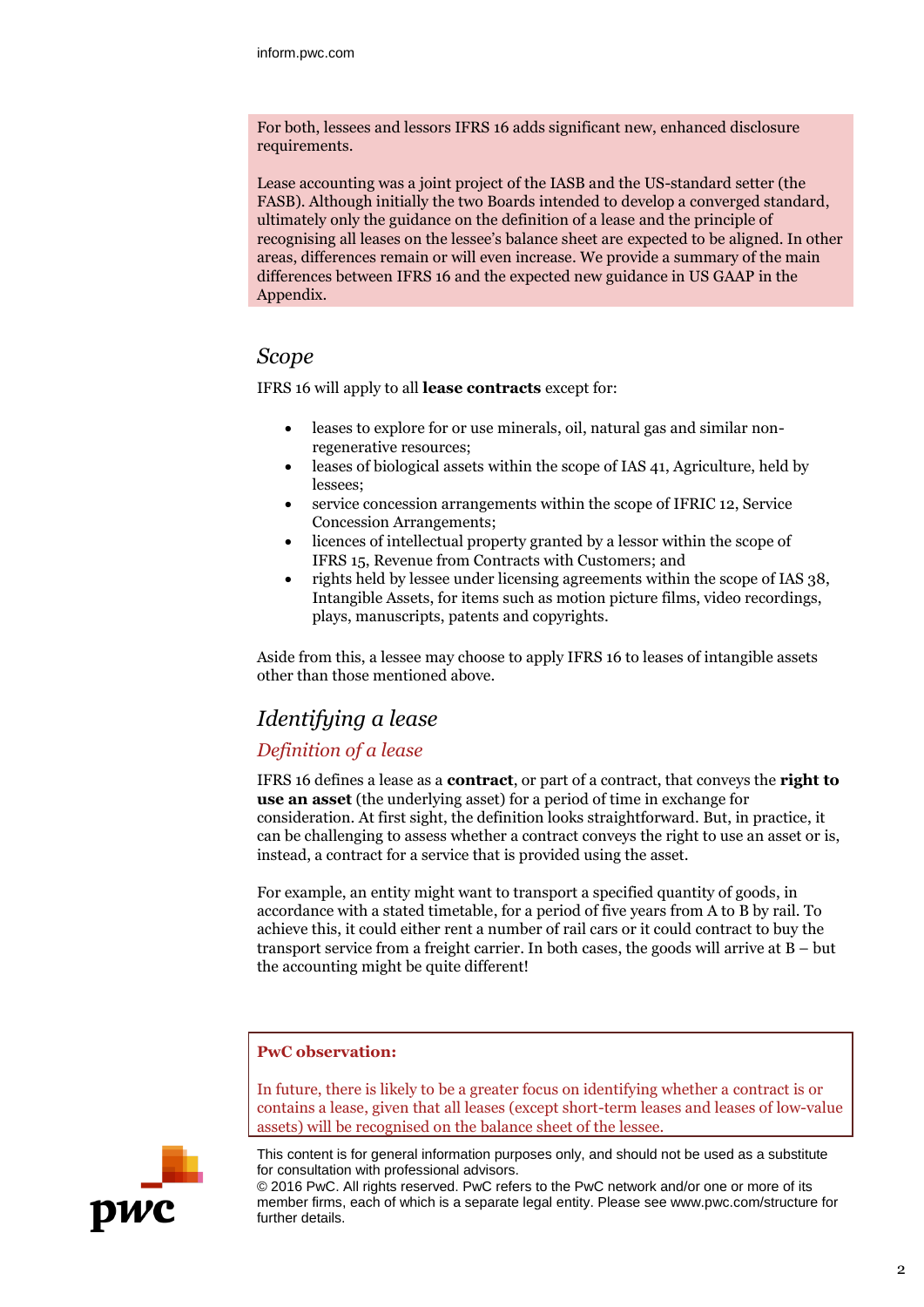For both, lessees and lessors IFRS 16 adds significant new, enhanced disclosure requirements.

Lease accounting was a joint project of the IASB and the US-standard setter (the FASB). Although initially the two Boards intended to develop a converged standard, ultimately only the guidance on the definition of a lease and the principle of recognising all leases on the lessee's balance sheet are expected to be aligned. In other areas, differences remain or will even increase. We provide a summary of the main differences between IFRS 16 and the expected new guidance in US GAAP in the Appendix.

## *Scope*

IFRS 16 will apply to all **lease contracts** except for:

- leases to explore for or use minerals, oil, natural gas and similar non-regenerative resources;
- leases of biological assets within the scope of IAS 41, Agriculture, held by lessees;
- service concession arrangements within the scope of IFRIC 12, Service Concession Arrangements;
- licences of intellectual property granted by a lessor within the scope of IFRS 15, Revenue from Contracts with Customers; and
- rights held by lessee under licensing agreements within the scope of IAS 38, Intangible Assets, for items such as motion picture films, video recordings, plays, manuscripts, patents and copyrights.

Aside from this, a lessee may choose to apply IFRS 16 to leases of intangible assets other than those mentioned above.

## *Identifying a lease*

### *Definition of a lease*

IFRS 16 defines a lease as a **contract**, or part of a contract, that conveys the **right to use an asset** (the underlying asset) for a period of time in exchange for consideration. At first sight, the definition looks straightforward. But, in practice, it can be challenging to assess whether a contract conveys the right to use an asset or is, instead, a contract for a service that is provided using the asset.

For example, an entity might want to transport a specified quantity of goods, in accordance with a stated timetable, for a period of five years from A to B by rail. To achieve this, it could either rent a number of rail cars or it could contract to buy the transport service from a freight carrier. In both cases, the goods will arrive at B – but the accounting might be quite different!

**PwC observation:**

In future, there is likely to be a greater focus on identifying whether a contract is or contains a lease, given that all leases (except short-term leases and leases of low-value assets) will be recognised on the balance sheet of the lessee.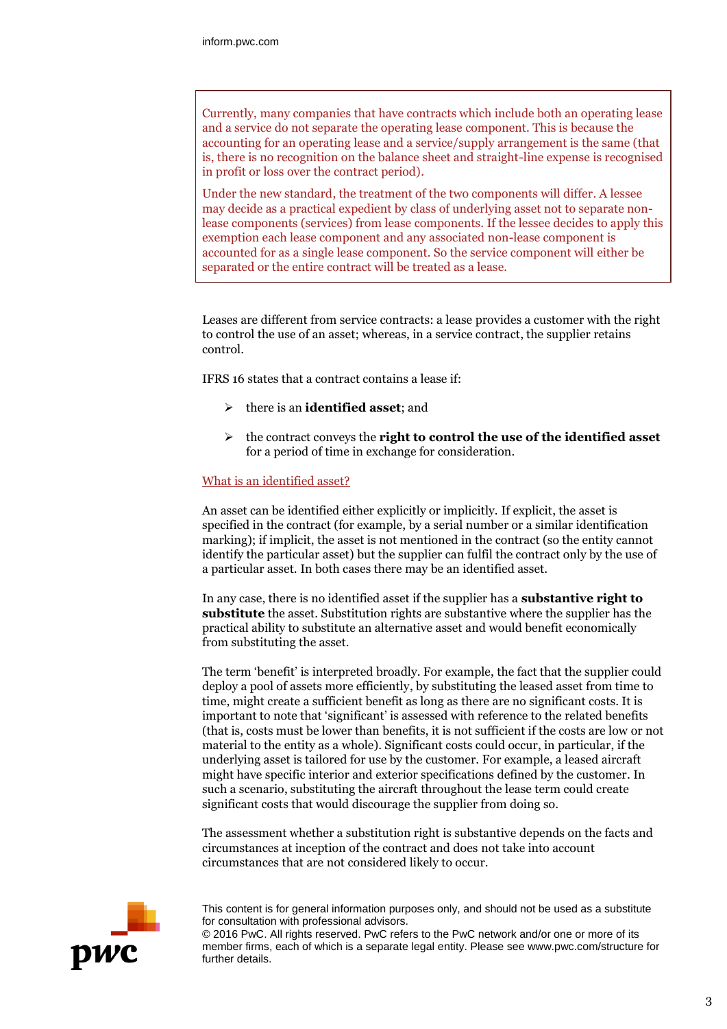Currently, many companies that have contracts which include both an operating lease and a service do not separate the operating lease component. This is because the accounting for an operating lease and a service/supply arrangement is the same (that is, there is no recognition on the balance sheet and straight-line expense is recognised in profit or loss over the contract period).

Under the new standard, the treatment of the two components will differ. A lessee may decide as a practical expedient by class of underlying asset not to separate non-lease components (services) from lease components. If the lessee decides to apply this exemption each lease component and any associated non-lease component is accounted for as a single lease component. So the service component will either be separated or the entire contract will be treated as a lease.

Leases are different from service contracts: a lease provides a customer with the right to control the use of an asset; whereas, in a service contract, the supplier retains control.

IFRS 16 states that a contract contains a lease if:

- there is an **identified asset**; and
- the contract conveys the **right to control the use of the identified asset** for a period of time in exchange for consideration.

## What is an identified asset?

An asset can be identified either explicitly or implicitly. If explicit, the asset is specified in the contract (for example, by a serial number or a similar identification marking); if implicit, the asset is not mentioned in the contract (so the entity cannot identify the particular asset) but the supplier can fulfil the contract only by the use of a particular asset. In both cases there may be an identified asset.

In any case, there is no identified asset if the supplier has a **substantive right to substitute** the asset. Substitution rights are substantive where the supplier has the practical ability to substitute an alternative asset and would benefit economically from substituting the asset.

The term 'benefit' is interpreted broadly. For example, the fact that the supplier could deploy a pool of assets more efficiently, by substituting the leased asset from time to time, might create a sufficient benefit as long as there are no significant costs. It is important to note that 'significant' is assessed with reference to the related benefits (that is, costs must be lower than benefits, it is not sufficient if the costs are low or not material to the entity as a whole). Significant costs could occur, in particular, if the underlying asset is tailored for use by the customer. For example, a leased aircraft might have specific interior and exterior specifications defined by the customer. In such a scenario, substituting the aircraft throughout the lease term could create significant costs that would discourage the supplier from doing so.

The assessment whether a substitution right is substantive depends on the facts and circumstances at inception of the contract and does not take into account circumstances that are not considered likely to occur.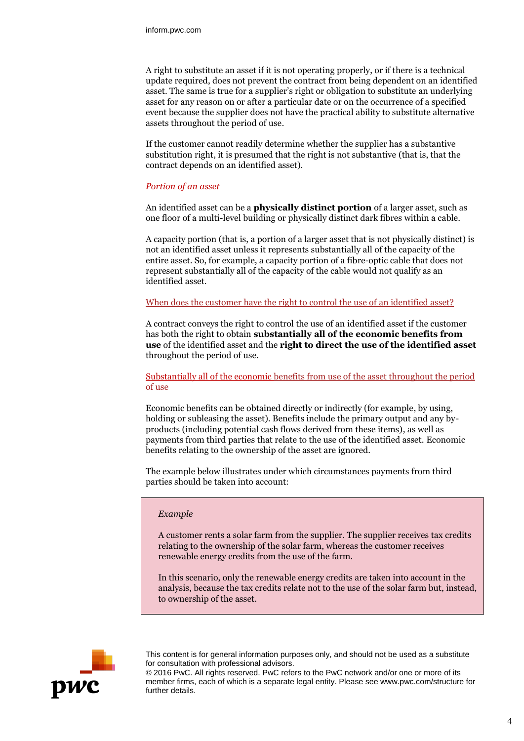A right to substitute an asset if it is not operating properly, or if there is a technical update required, does not prevent the contract from being dependent on an identified asset. The same is true for a supplier's right or obligation to substitute an underlying asset for any reason on or after a particular date or on the occurrence of a specified event because the supplier does not have the practical ability to substitute alternative assets throughout the period of use.

If the customer cannot readily determine whether the supplier has a substantive substitution right, it is presumed that the right is not substantive (that is, that the contract depends on an identified asset).

### *Portion of an asset*

An identified asset can be a **physically distinct portion** of a larger asset, such as one floor of a multi-level building or physically distinct dark fibres within a cable.

A capacity portion (that is, a portion of a larger asset that is not physically distinct) is not an identified asset unless it represents substantially all of the capacity of the entire asset. So, for example, a capacity portion of a fibre-optic cable that does not represent substantially all of the capacity of the cable would not qualify as an identified asset.

## When does the customer have the right to control the use of an identified asset?

A contract conveys the right to control the use of an identified asset if the customer has both the right to obtain **substantially all of the economic benefits from use** of the identified asset and the **right to direct the use of the identified asset** throughout the period of use.

### Substantially all of the economic benefits from use of the asset throughout the period of use

Economic benefits can be obtained directly or indirectly (for example, by using, holding or subleasing the asset). Benefits include the primary output and any by-products (including potential cash flows derived from these items), as well as payments from third parties that relate to the use of the identified asset. Economic benefits relating to the ownership of the asset are ignored.

The example below illustrates under which circumstances payments from third parties should be taken into account:

> *Example*
>
> A customer rents a solar farm from the supplier. The supplier receives tax credits relating to the ownership of the solar farm, whereas the customer receives renewable energy credits from the use of the farm.
>
> In this scenario, only the renewable energy credits are taken into account in the analysis, because the tax credits relate not to the use of the solar farm but, instead, to ownership of the asset.

This content is for general information purposes only, and should not be used as a substitute for consultation with professional advisors.
© 2016 PwC. All rights reserved. PwC refers to the PwC network and/or one or more of its member firms, each of which is a separate legal entity. Please see www.pwc.com/structure for further details.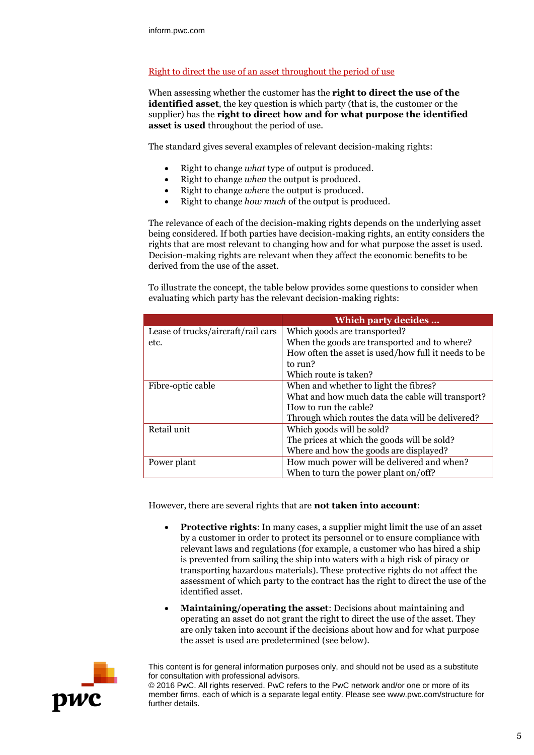## Right to direct the use of an asset throughout the period of use

When assessing whether the customer has the **right to direct the use of the identified asset**, the key question is which party (that is, the customer or the supplier) has the **right to direct how and for what purpose the identified asset is used** throughout the period of use.

The standard gives several examples of relevant decision-making rights:

- Right to change *what* type of output is produced.
- Right to change *when* the output is produced.
- Right to change *where* the output is produced.
- Right to change *how much* of the output is produced.

The relevance of each of the decision-making rights depends on the underlying asset being considered. If both parties have decision-making rights, an entity considers the rights that are most relevant to changing how and for what purpose the asset is used. Decision-making rights are relevant when they affect the economic benefits to be derived from the use of the asset.

To illustrate the concept, the table below provides some questions to consider when evaluating which party has the relevant decision-making rights:

| | **Which party decides …** |
|---|---|
| Lease of trucks/aircraft/rail cars etc. | Which goods are transported?<br>When the goods are transported and to where?<br>How often the asset is used/how full it needs to be to run?<br>Which route is taken? |
| Fibre-optic cable | When and whether to light the fibres?<br>What and how much data the cable will transport?<br>How to run the cable?<br>Through which routes the data will be delivered? |
| Retail unit | Which goods will be sold?<br>The prices at which the goods will be sold?<br>Where and how the goods are displayed? |
| Power plant | How much power will be delivered and when?<br>When to turn the power plant on/off? |

However, there are several rights that are **not taken into account**:

- **Protective rights**: In many cases, a supplier might limit the use of an asset by a customer in order to protect its personnel or to ensure compliance with relevant laws and regulations (for example, a customer who has hired a ship is prevented from sailing the ship into waters with a high risk of piracy or transporting hazardous materials). These protective rights do not affect the assessment of which party to the contract has the right to direct the use of the identified asset.

- **Maintaining/operating the asset**: Decisions about maintaining and operating an asset do not grant the right to direct the use of the asset. They are only taken into account if the decisions about how and for what purpose the asset is used are predetermined (see below).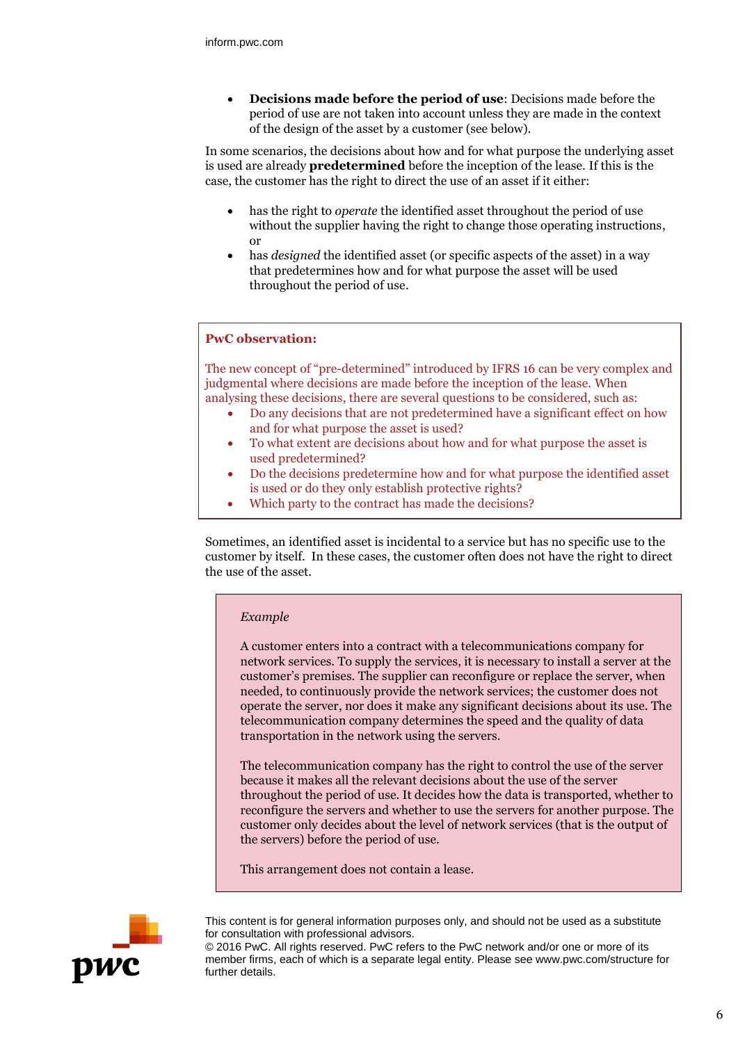- **Decisions made before the period of use**: Decisions made before the period of use are not taken into account unless they are made in the context of the design of the asset by a customer (see below).

In some scenarios, the decisions about how and for what purpose the underlying asset is used are already **predetermined** before the inception of the lease. If this is the case, the customer has the right to direct the use of an asset if it either:

- has the right to *operate* the identified asset throughout the period of use without the supplier having the right to change those operating instructions, or
- has *designed* the identified asset (or specific aspects of the asset) in a way that predetermines how and for what purpose the asset will be used throughout the period of use.

**PwC observation:**

The new concept of "pre-determined" introduced by IFRS 16 can be very complex and judgmental where decisions are made before the inception of the lease. When analysing these decisions, there are several questions to be considered, such as:

- Do any decisions that are not predetermined have a significant effect on how and for what purpose the asset is used?
- To what extent are decisions about how and for what purpose the asset is used predetermined?
- Do the decisions predetermine how and for what purpose the identified asset is used or do they only establish protective rights?
- Which party to the contract has made the decisions?

Sometimes, an identified asset is incidental to a service but has no specific use to the customer by itself. In these cases, the customer often does not have the right to direct the use of the asset.

*Example*

A customer enters into a contract with a telecommunications company for network services. To supply the services, it is necessary to install a server at the customer's premises. The supplier can reconfigure or replace the server, when needed, to continuously provide the network services; the customer does not operate the server, nor does it make any significant decisions about its use. The telecommunication company determines the speed and the quality of data transportation in the network using the servers.

The telecommunication company has the right to control the use of the server because it makes all the relevant decisions about the use of the server throughout the period of use. It decides how the data is transported, whether to reconfigure the servers and whether to use the servers for another purpose. The customer only decides about the level of network services (that is the output of the servers) before the period of use.

This arrangement does not contain a lease.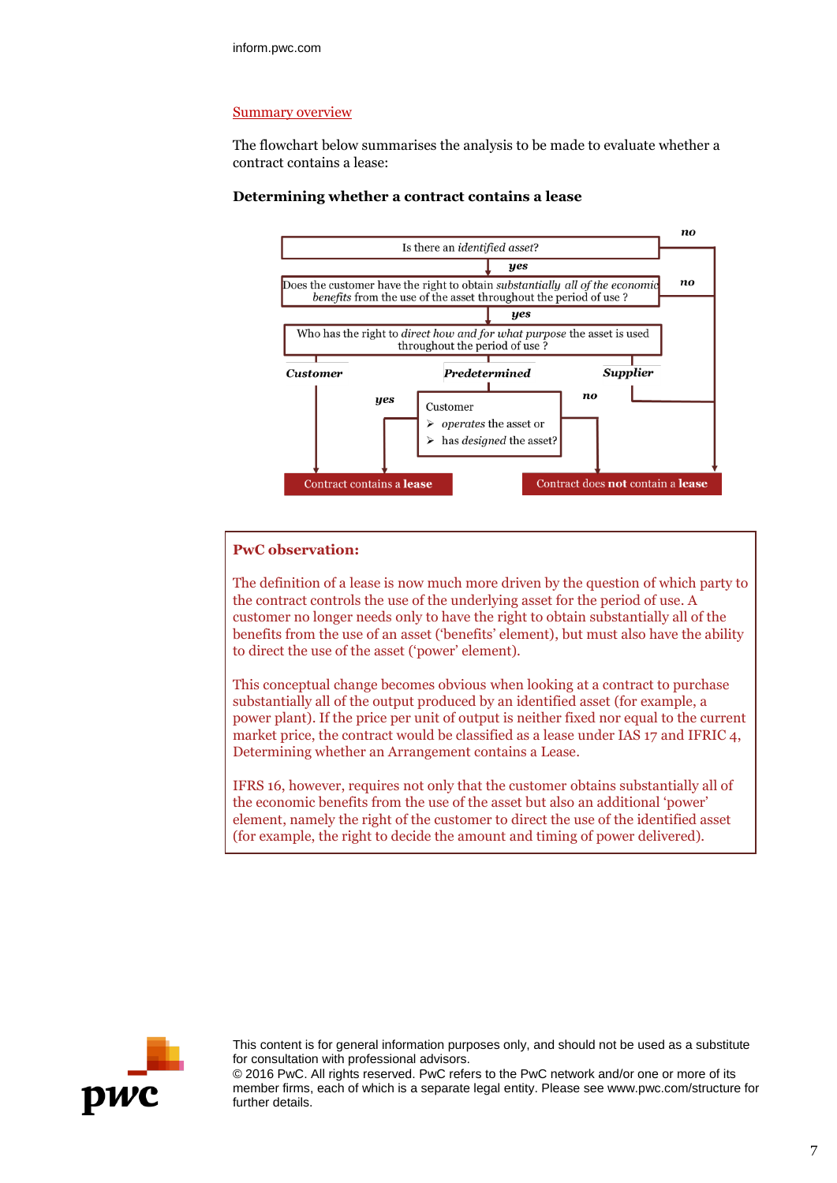## Summary overview

The flowchart below summarises the analysis to be made to evaluate whether a contract contains a lease:

**Determining whether a contract contains a lease**

1. Is there an *identified asset?*
   - **no** → Contract does **not** contain a **lease**
   - **yes** → go to 2
2. Does the customer have the right to obtain *substantially all of the economic benefits* from the use of the asset throughout the period of use ?
   - **no** → Contract does **not** contain a **lease**
   - **yes** → go to 3
3. Who has the right to *direct how and for what purpose* the asset is used throughout the period of use ?
   - ***Customer*** → Contract contains a **lease**
   - ***Supplier*** → Contract does **not** contain a **lease**
   - ***Predetermined*** → go to 4
4. Customer
   - *operates* the asset or
   - has *designed* the asset?
   - **yes** → Contract contains a **lease**
   - **no** → Contract does **not** contain a **lease**

**PwC observation:**

The definition of a lease is now much more driven by the question of which party to the contract controls the use of the underlying asset for the period of use. A customer no longer needs only to have the right to obtain substantially all of the benefits from the use of an asset ('benefits' element), but must also have the ability to direct the use of the asset ('power' element).

This conceptual change becomes obvious when looking at a contract to purchase substantially all of the output produced by an identified asset (for example, a power plant). If the price per unit of output is neither fixed nor equal to the current market price, the contract would be classified as a lease under IAS 17 and IFRIC 4, Determining whether an Arrangement contains a Lease.

IFRS 16, however, requires not only that the customer obtains substantially all of the economic benefits from the use of the asset but also an additional 'power' element, namely the right of the customer to direct the use of the identified asset (for example, the right to decide the amount and timing of power delivered).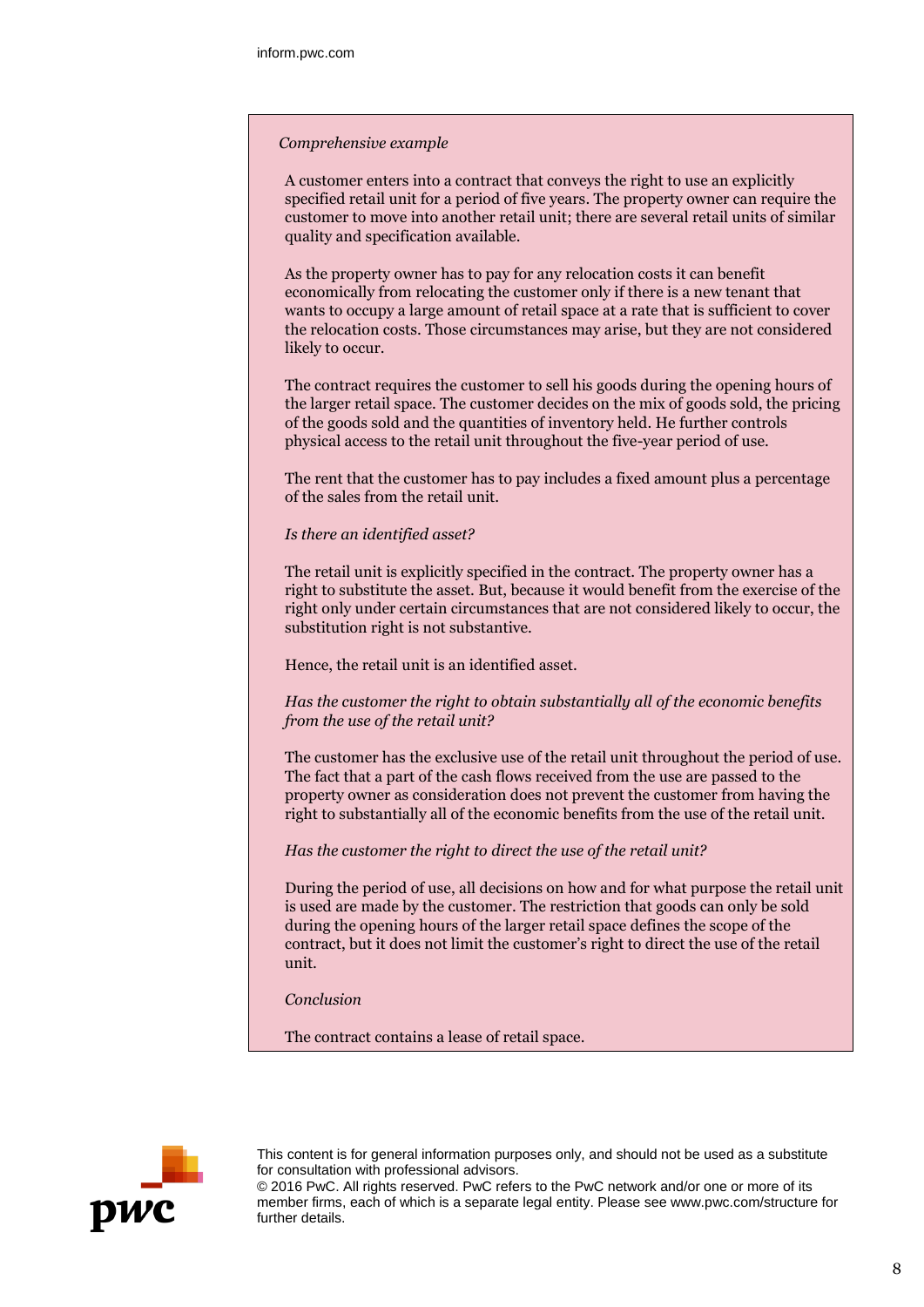*Comprehensive example*

A customer enters into a contract that conveys the right to use an explicitly specified retail unit for a period of five years. The property owner can require the customer to move into another retail unit; there are several retail units of similar quality and specification available.

As the property owner has to pay for any relocation costs it can benefit economically from relocating the customer only if there is a new tenant that wants to occupy a large amount of retail space at a rate that is sufficient to cover the relocation costs. Those circumstances may arise, but they are not considered likely to occur.

The contract requires the customer to sell his goods during the opening hours of the larger retail space. The customer decides on the mix of goods sold, the pricing of the goods sold and the quantities of inventory held. He further controls physical access to the retail unit throughout the five-year period of use.

The rent that the customer has to pay includes a fixed amount plus a percentage of the sales from the retail unit.

*Is there an identified asset?*

The retail unit is explicitly specified in the contract. The property owner has a right to substitute the asset. But, because it would benefit from the exercise of the right only under certain circumstances that are not considered likely to occur, the substitution right is not substantive.

Hence, the retail unit is an identified asset.

*Has the customer the right to obtain substantially all of the economic benefits from the use of the retail unit?*

The customer has the exclusive use of the retail unit throughout the period of use. The fact that a part of the cash flows received from the use are passed to the property owner as consideration does not prevent the customer from having the right to substantially all of the economic benefits from the use of the retail unit.

*Has the customer the right to direct the use of the retail unit?*

During the period of use, all decisions on how and for what purpose the retail unit is used are made by the customer. The restriction that goods can only be sold during the opening hours of the larger retail space defines the scope of the contract, but it does not limit the customer's right to direct the use of the retail unit.

*Conclusion*

The contract contains a lease of retail space.

This content is for general information purposes only, and should not be used as a substitute for consultation with professional advisors.

© 2016 PwC. All rights reserved. PwC refers to the PwC network and/or one or more of its member firms, each of which is a separate legal entity. Please see www.pwc.com/structure for further details.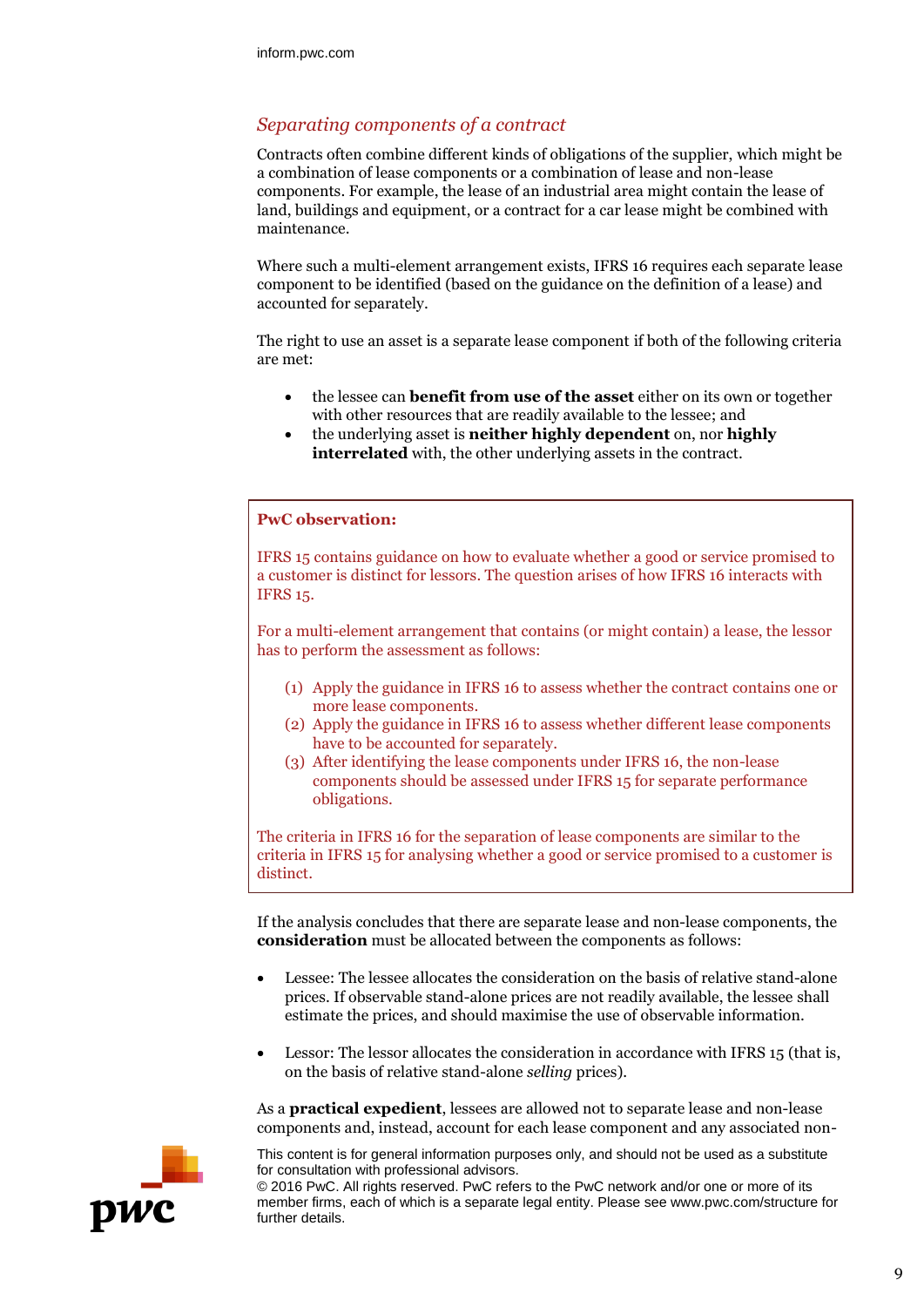### *Separating components of a contract*

Contracts often combine different kinds of obligations of the supplier, which might be a combination of lease components or a combination of lease and non-lease components. For example, the lease of an industrial area might contain the lease of land, buildings and equipment, or a contract for a car lease might be combined with maintenance.

Where such a multi-element arrangement exists, IFRS 16 requires each separate lease component to be identified (based on the guidance on the definition of a lease) and accounted for separately.

The right to use an asset is a separate lease component if both of the following criteria are met:

- the lessee can **benefit from use of the asset** either on its own or together with other resources that are readily available to the lessee; and
- the underlying asset is **neither highly dependent** on, nor **highly interrelated** with, the other underlying assets in the contract.

> **PwC observation:**
>
> IFRS 15 contains guidance on how to evaluate whether a good or service promised to a customer is distinct for lessors. The question arises of how IFRS 16 interacts with IFRS 15.
>
> For a multi-element arrangement that contains (or might contain) a lease, the lessor has to perform the assessment as follows:
>
> (1) Apply the guidance in IFRS 16 to assess whether the contract contains one or more lease components.
> (2) Apply the guidance in IFRS 16 to assess whether different lease components have to be accounted for separately.
> (3) After identifying the lease components under IFRS 16, the non-lease components should be assessed under IFRS 15 for separate performance obligations.
>
> The criteria in IFRS 16 for the separation of lease components are similar to the criteria in IFRS 15 for analysing whether a good or service promised to a customer is distinct.

If the analysis concludes that there are separate lease and non-lease components, the **consideration** must be allocated between the components as follows:

- Lessee: The lessee allocates the consideration on the basis of relative stand-alone prices. If observable stand-alone prices are not readily available, the lessee shall estimate the prices, and should maximise the use of observable information.

- Lessor: The lessor allocates the consideration in accordance with IFRS 15 (that is, on the basis of relative stand-alone *selling* prices).

As a **practical expedient**, lessees are allowed not to separate lease and non-lease components and, instead, account for each lease component and any associated non-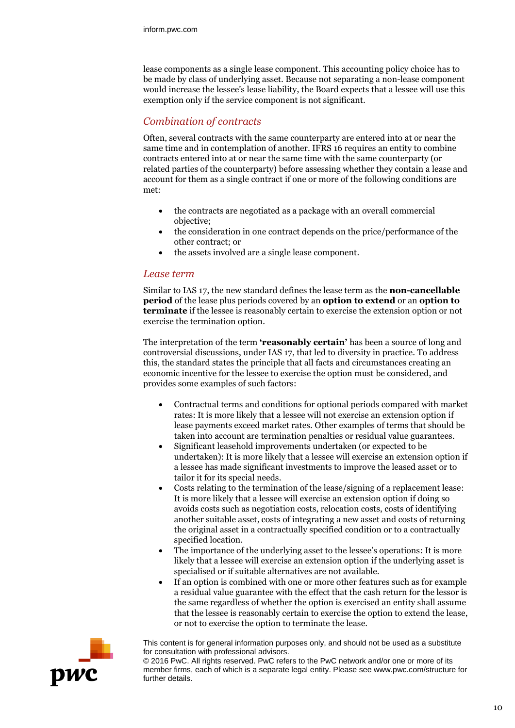lease components as a single lease component. This accounting policy choice has to be made by class of underlying asset. Because not separating a non-lease component would increase the lessee's lease liability, the Board expects that a lessee will use this exemption only if the service component is not significant.

### *Combination of contracts*

Often, several contracts with the same counterparty are entered into at or near the same time and in contemplation of another. IFRS 16 requires an entity to combine contracts entered into at or near the same time with the same counterparty (or related parties of the counterparty) before assessing whether they contain a lease and account for them as a single contract if one or more of the following conditions are met:

- the contracts are negotiated as a package with an overall commercial objective;
- the consideration in one contract depends on the price/performance of the other contract; or
- the assets involved are a single lease component.

### *Lease term*

Similar to IAS 17, the new standard defines the lease term as the **non-cancellable period** of the lease plus periods covered by an **option to extend** or an **option to terminate** if the lessee is reasonably certain to exercise the extension option or not exercise the termination option.

The interpretation of the term **'reasonably certain'** has been a source of long and controversial discussions, under IAS 17, that led to diversity in practice. To address this, the standard states the principle that all facts and circumstances creating an economic incentive for the lessee to exercise the option must be considered, and provides some examples of such factors:

- Contractual terms and conditions for optional periods compared with market rates: It is more likely that a lessee will not exercise an extension option if lease payments exceed market rates. Other examples of terms that should be taken into account are termination penalties or residual value guarantees.
- Significant leasehold improvements undertaken (or expected to be undertaken): It is more likely that a lessee will exercise an extension option if a lessee has made significant investments to improve the leased asset or to tailor it for its special needs.
- Costs relating to the termination of the lease/signing of a replacement lease: It is more likely that a lessee will exercise an extension option if doing so avoids costs such as negotiation costs, relocation costs, costs of identifying another suitable asset, costs of integrating a new asset and costs of returning the original asset in a contractually specified condition or to a contractually specified location.
- The importance of the underlying asset to the lessee's operations: It is more likely that a lessee will exercise an extension option if the underlying asset is specialised or if suitable alternatives are not available.
- If an option is combined with one or more other features such as for example a residual value guarantee with the effect that the cash return for the lessor is the same regardless of whether the option is exercised an entity shall assume that the lessee is reasonably certain to exercise the option to extend the lease, or not to exercise the option to terminate the lease.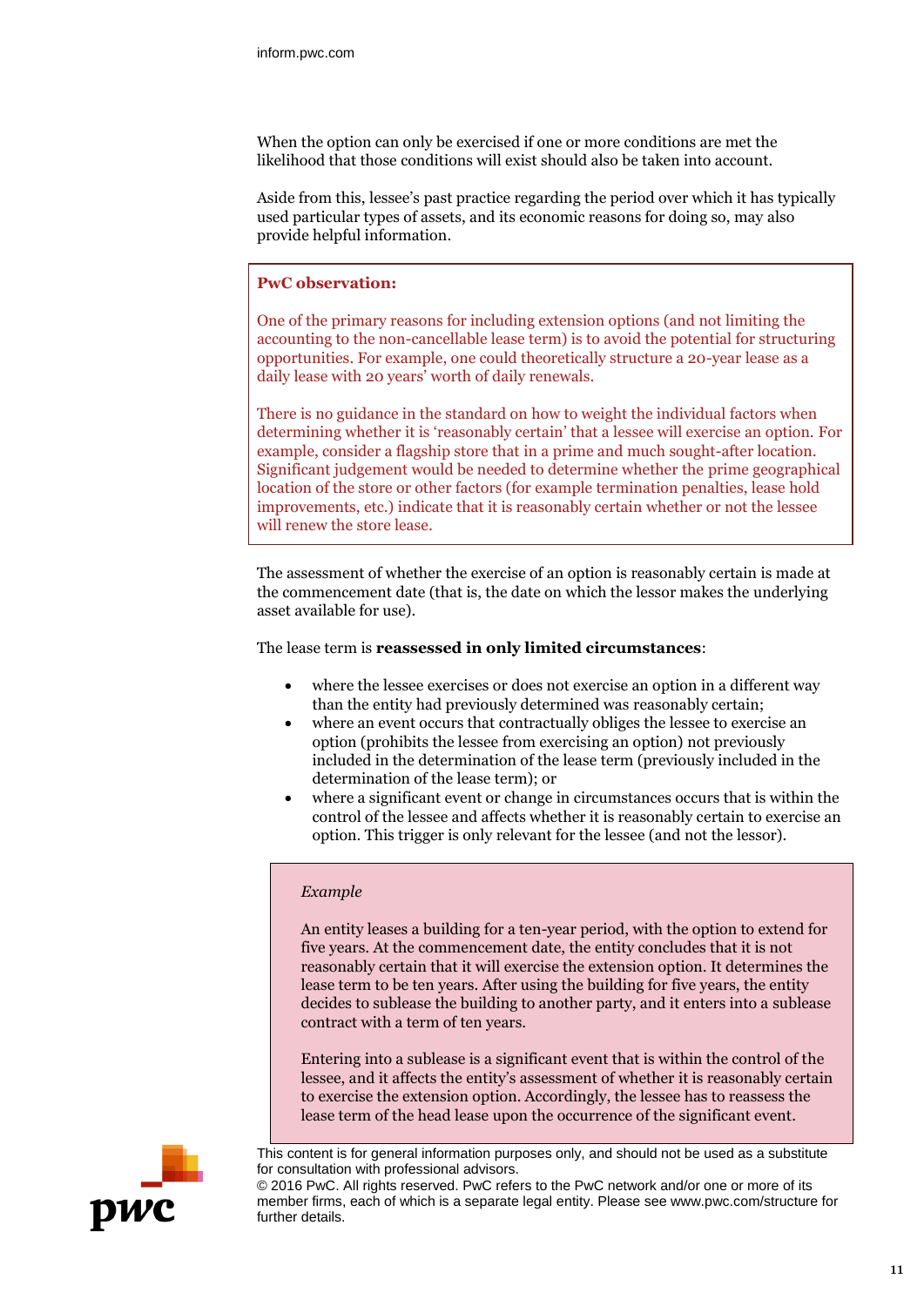When the option can only be exercised if one or more conditions are met the likelihood that those conditions will exist should also be taken into account.

Aside from this, lessee's past practice regarding the period over which it has typically used particular types of assets, and its economic reasons for doing so, may also provide helpful information.

> **PwC observation:**
>
> One of the primary reasons for including extension options (and not limiting the accounting to the non-cancellable lease term) is to avoid the potential for structuring opportunities. For example, one could theoretically structure a 20-year lease as a daily lease with 20 years' worth of daily renewals.
>
> There is no guidance in the standard on how to weight the individual factors when determining whether it is 'reasonably certain' that a lessee will exercise an option. For example, consider a flagship store that in a prime and much sought-after location. Significant judgement would be needed to determine whether the prime geographical location of the store or other factors (for example termination penalties, lease hold improvements, etc.) indicate that it is reasonably certain whether or not the lessee will renew the store lease.

The assessment of whether the exercise of an option is reasonably certain is made at the commencement date (that is, the date on which the lessor makes the underlying asset available for use).

The lease term is **reassessed in only limited circumstances**:

- where the lessee exercises or does not exercise an option in a different way than the entity had previously determined was reasonably certain;
- where an event occurs that contractually obliges the lessee to exercise an option (prohibits the lessee from exercising an option) not previously included in the determination of the lease term (previously included in the determination of the lease term); or
- where a significant event or change in circumstances occurs that is within the control of the lessee and affects whether it is reasonably certain to exercise an option. This trigger is only relevant for the lessee (and not the lessor).

> *Example*
>
> An entity leases a building for a ten-year period, with the option to extend for five years. At the commencement date, the entity concludes that it is not reasonably certain that it will exercise the extension option. It determines the lease term to be ten years. After using the building for five years, the entity decides to sublease the building to another party, and it enters into a sublease contract with a term of ten years.
>
> Entering into a sublease is a significant event that is within the control of the lessee, and it affects the entity's assessment of whether it is reasonably certain to exercise the extension option. Accordingly, the lessee has to reassess the lease term of the head lease upon the occurrence of the significant event.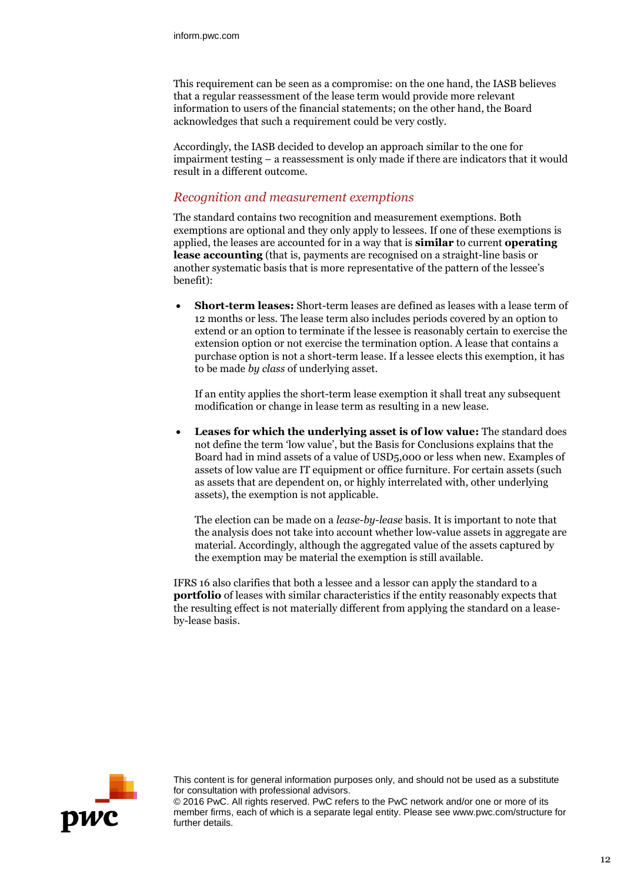This requirement can be seen as a compromise: on the one hand, the IASB believes that a regular reassessment of the lease term would provide more relevant information to users of the financial statements; on the other hand, the Board acknowledges that such a requirement could be very costly.

Accordingly, the IASB decided to develop an approach similar to the one for impairment testing – a reassessment is only made if there are indicators that it would result in a different outcome.

### *Recognition and measurement exemptions*

The standard contains two recognition and measurement exemptions. Both exemptions are optional and they only apply to lessees. If one of these exemptions is applied, the leases are accounted for in a way that is **similar** to current **operating lease accounting** (that is, payments are recognised on a straight-line basis or another systematic basis that is more representative of the pattern of the lessee's benefit):

- **Short-term leases:** Short-term leases are defined as leases with a lease term of 12 months or less. The lease term also includes periods covered by an option to extend or an option to terminate if the lessee is reasonably certain to exercise the extension option or not exercise the termination option. A lease that contains a purchase option is not a short-term lease. If a lessee elects this exemption, it has to be made *by class* of underlying asset.

  If an entity applies the short-term lease exemption it shall treat any subsequent modification or change in lease term as resulting in a new lease.

- **Leases for which the underlying asset is of low value:** The standard does not define the term 'low value', but the Basis for Conclusions explains that the Board had in mind assets of a value of USD5,000 or less when new. Examples of assets of low value are IT equipment or office furniture. For certain assets (such as assets that are dependent on, or highly interrelated with, other underlying assets), the exemption is not applicable.

  The election can be made on a *lease-by-lease* basis. It is important to note that the analysis does not take into account whether low-value assets in aggregate are material. Accordingly, although the aggregated value of the assets captured by the exemption may be material the exemption is still available.

IFRS 16 also clarifies that both a lessee and a lessor can apply the standard to a **portfolio** of leases with similar characteristics if the entity reasonably expects that the resulting effect is not materially different from applying the standard on a lease-by-lease basis.

This content is for general information purposes only, and should not be used as a substitute for consultation with professional advisors.
© 2016 PwC. All rights reserved. PwC refers to the PwC network and/or one or more of its member firms, each of which is a separate legal entity. Please see www.pwc.com/structure for further details.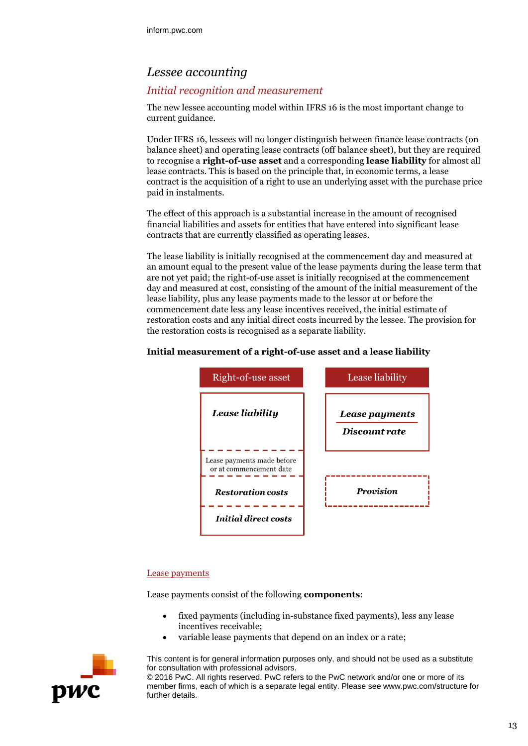## Lessee accounting

### Initial recognition and measurement

The new lessee accounting model within IFRS 16 is the most important change to current guidance.

Under IFRS 16, lessees will no longer distinguish between finance lease contracts (on balance sheet) and operating lease contracts (off balance sheet), but they are required to recognise a **right-of-use asset** and a corresponding **lease liability** for almost all lease contracts. This is based on the principle that, in economic terms, a lease contract is the acquisition of a right to use an underlying asset with the purchase price paid in instalments.

The effect of this approach is a substantial increase in the amount of recognised financial liabilities and assets for entities that have entered into significant lease contracts that are currently classified as operating leases.

The lease liability is initially recognised at the commencement day and measured at an amount equal to the present value of the lease payments during the lease term that are not yet paid; the right-of-use asset is initially recognised at the commencement day and measured at cost, consisting of the amount of the initial measurement of the lease liability, plus any lease payments made to the lessor at or before the commencement date less any lease incentives received, the initial estimate of restoration costs and any initial direct costs incurred by the lessee. The provision for the restoration costs is recognised as a separate liability.

**Initial measurement of a right-of-use asset and a lease liability**

| Right-of-use asset | Lease liability |
|---|---|
| ***Lease liability*** | ***Lease payments*** / ***Discount rate*** |
| Lease payments made before or at commencement date | |
| ***Restoration costs*** | ***Provision*** |
| ***Initial direct costs*** | |

Lease payments

Lease payments consist of the following **components**:

- fixed payments (including in-substance fixed payments), less any lease incentives receivable;
- variable lease payments that depend on an index or a rate;

This content is for general information purposes only, and should not be used as a substitute for consultation with professional advisors.
© 2016 PwC. All rights reserved. PwC refers to the PwC network and/or one or more of its member firms, each of which is a separate legal entity. Please see www.pwc.com/structure for further details.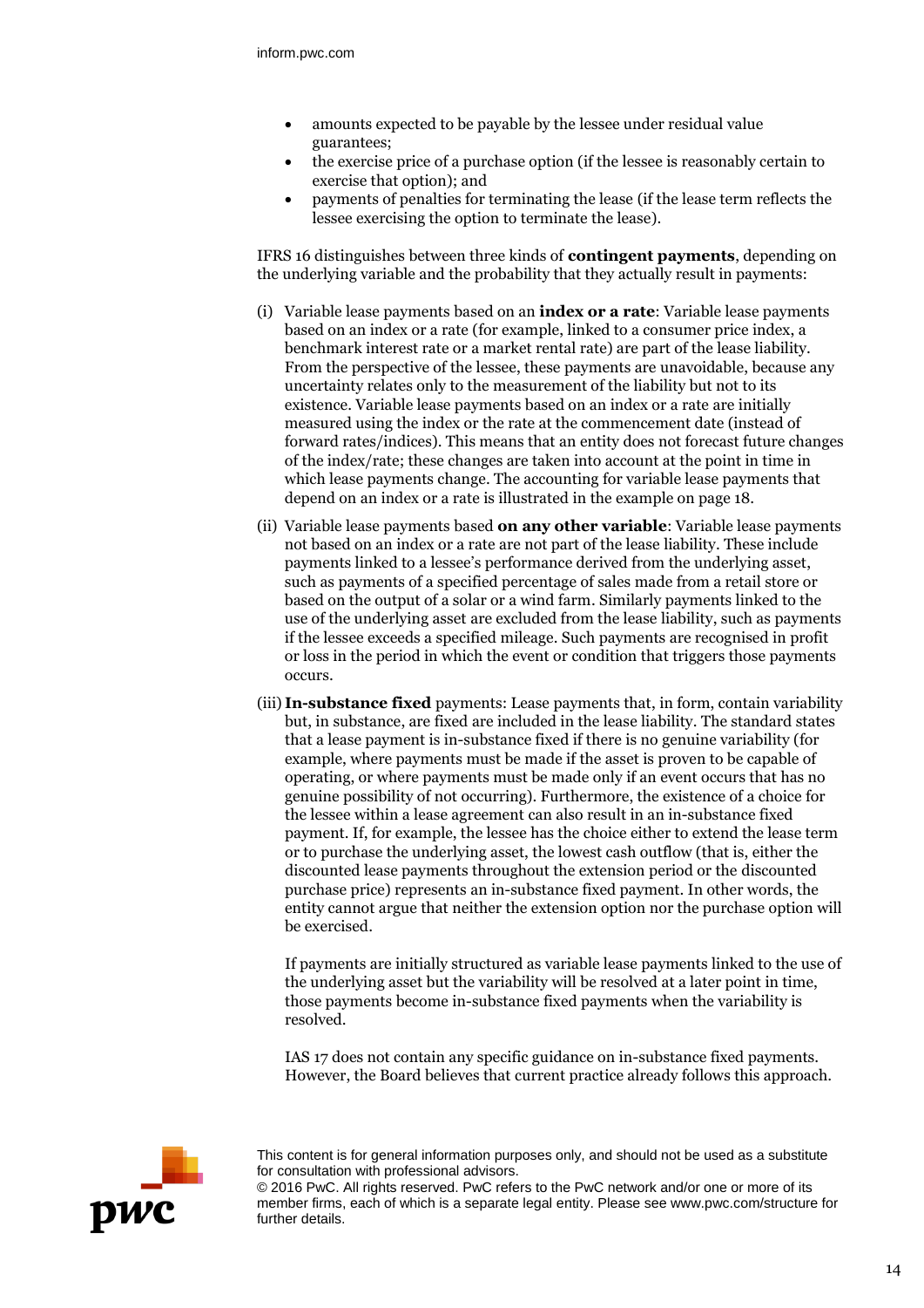- amounts expected to be payable by the lessee under residual value guarantees;
- the exercise price of a purchase option (if the lessee is reasonably certain to exercise that option); and
- payments of penalties for terminating the lease (if the lease term reflects the lessee exercising the option to terminate the lease).

IFRS 16 distinguishes between three kinds of **contingent payments**, depending on the underlying variable and the probability that they actually result in payments:

(i) Variable lease payments based on an **index or a rate**: Variable lease payments based on an index or a rate (for example, linked to a consumer price index, a benchmark interest rate or a market rental rate) are part of the lease liability. From the perspective of the lessee, these payments are unavoidable, because any uncertainty relates only to the measurement of the liability but not to its existence. Variable lease payments based on an index or a rate are initially measured using the index or the rate at the commencement date (instead of forward rates/indices). This means that an entity does not forecast future changes of the index/rate; these changes are taken into account at the point in time in which lease payments change. The accounting for variable lease payments that depend on an index or a rate is illustrated in the example on page 18.

(ii) Variable lease payments based **on any other variable**: Variable lease payments not based on an index or a rate are not part of the lease liability. These include payments linked to a lessee's performance derived from the underlying asset, such as payments of a specified percentage of sales made from a retail store or based on the output of a solar or a wind farm. Similarly payments linked to the use of the underlying asset are excluded from the lease liability, such as payments if the lessee exceeds a specified mileage. Such payments are recognised in profit or loss in the period in which the event or condition that triggers those payments occurs.

(iii) **In-substance fixed** payments: Lease payments that, in form, contain variability but, in substance, are fixed are included in the lease liability. The standard states that a lease payment is in-substance fixed if there is no genuine variability (for example, where payments must be made if the asset is proven to be capable of operating, or where payments must be made only if an event occurs that has no genuine possibility of not occurring). Furthermore, the existence of a choice for the lessee within a lease agreement can also result in an in-substance fixed payment. If, for example, the lessee has the choice either to extend the lease term or to purchase the underlying asset, the lowest cash outflow (that is, either the discounted lease payments throughout the extension period or the discounted purchase price) represents an in-substance fixed payment. In other words, the entity cannot argue that neither the extension option nor the purchase option will be exercised.

    If payments are initially structured as variable lease payments linked to the use of the underlying asset but the variability will be resolved at a later point in time, those payments become in-substance fixed payments when the variability is resolved.

    IAS 17 does not contain any specific guidance on in-substance fixed payments. However, the Board believes that current practice already follows this approach.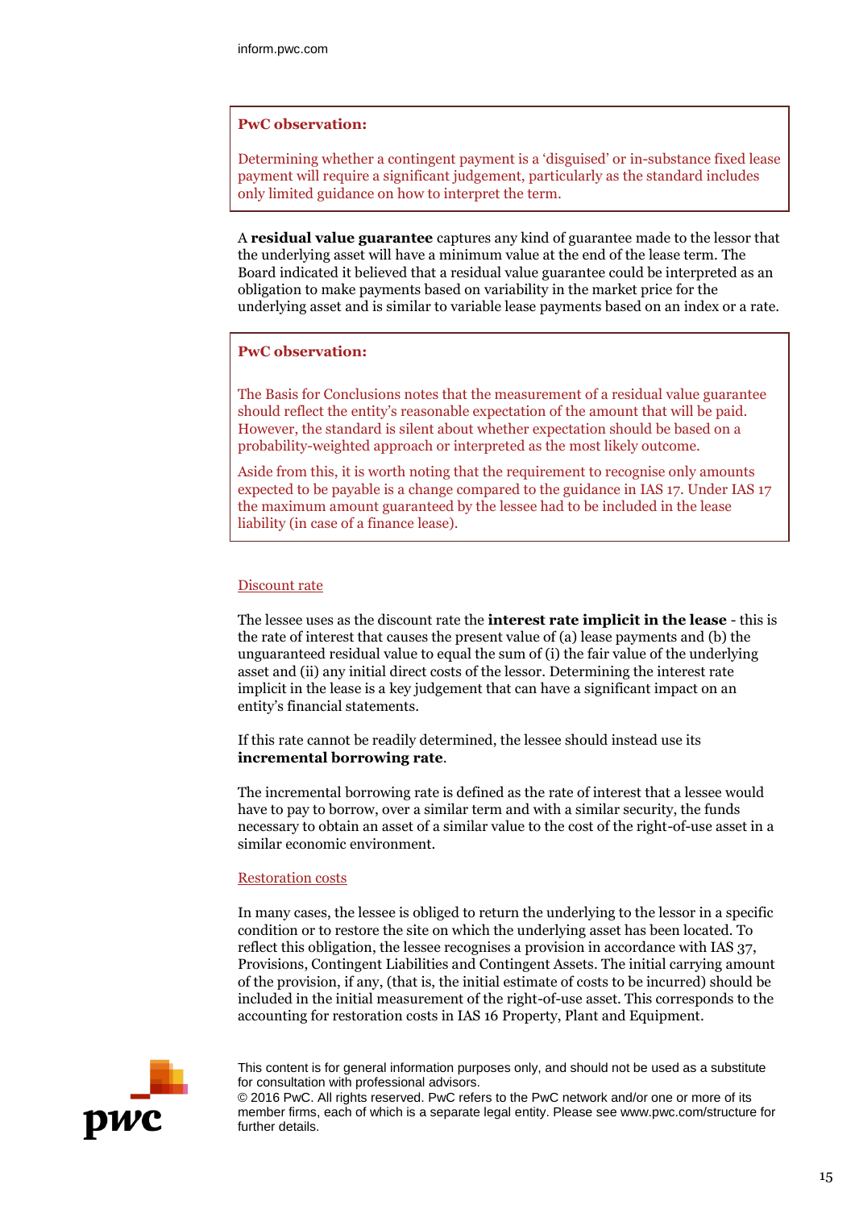> **PwC observation:**
>
> Determining whether a contingent payment is a 'disguised' or in-substance fixed lease payment will require a significant judgement, particularly as the standard includes only limited guidance on how to interpret the term.

A **residual value guarantee** captures any kind of guarantee made to the lessor that the underlying asset will have a minimum value at the end of the lease term. The Board indicated it believed that a residual value guarantee could be interpreted as an obligation to make payments based on variability in the market price for the underlying asset and is similar to variable lease payments based on an index or a rate.

> **PwC observation:**
>
> The Basis for Conclusions notes that the measurement of a residual value guarantee should reflect the entity's reasonable expectation of the amount that will be paid. However, the standard is silent about whether expectation should be based on a probability-weighted approach or interpreted as the most likely outcome.
>
> Aside from this, it is worth noting that the requirement to recognise only amounts expected to be payable is a change compared to the guidance in IAS 17. Under IAS 17 the maximum amount guaranteed by the lessee had to be included in the lease liability (in case of a finance lease).

### Discount rate

The lessee uses as the discount rate the **interest rate implicit in the lease** - this is the rate of interest that causes the present value of (a) lease payments and (b) the unguaranteed residual value to equal the sum of (i) the fair value of the underlying asset and (ii) any initial direct costs of the lessor. Determining the interest rate implicit in the lease is a key judgement that can have a significant impact on an entity's financial statements.

If this rate cannot be readily determined, the lessee should instead use its **incremental borrowing rate**.

The incremental borrowing rate is defined as the rate of interest that a lessee would have to pay to borrow, over a similar term and with a similar security, the funds necessary to obtain an asset of a similar value to the cost of the right-of-use asset in a similar economic environment.

### Restoration costs

In many cases, the lessee is obliged to return the underlying to the lessor in a specific condition or to restore the site on which the underlying asset has been located. To reflect this obligation, the lessee recognises a provision in accordance with IAS 37, Provisions, Contingent Liabilities and Contingent Assets. The initial carrying amount of the provision, if any, (that is, the initial estimate of costs to be incurred) should be included in the initial measurement of the right-of-use asset. This corresponds to the accounting for restoration costs in IAS 16 Property, Plant and Equipment.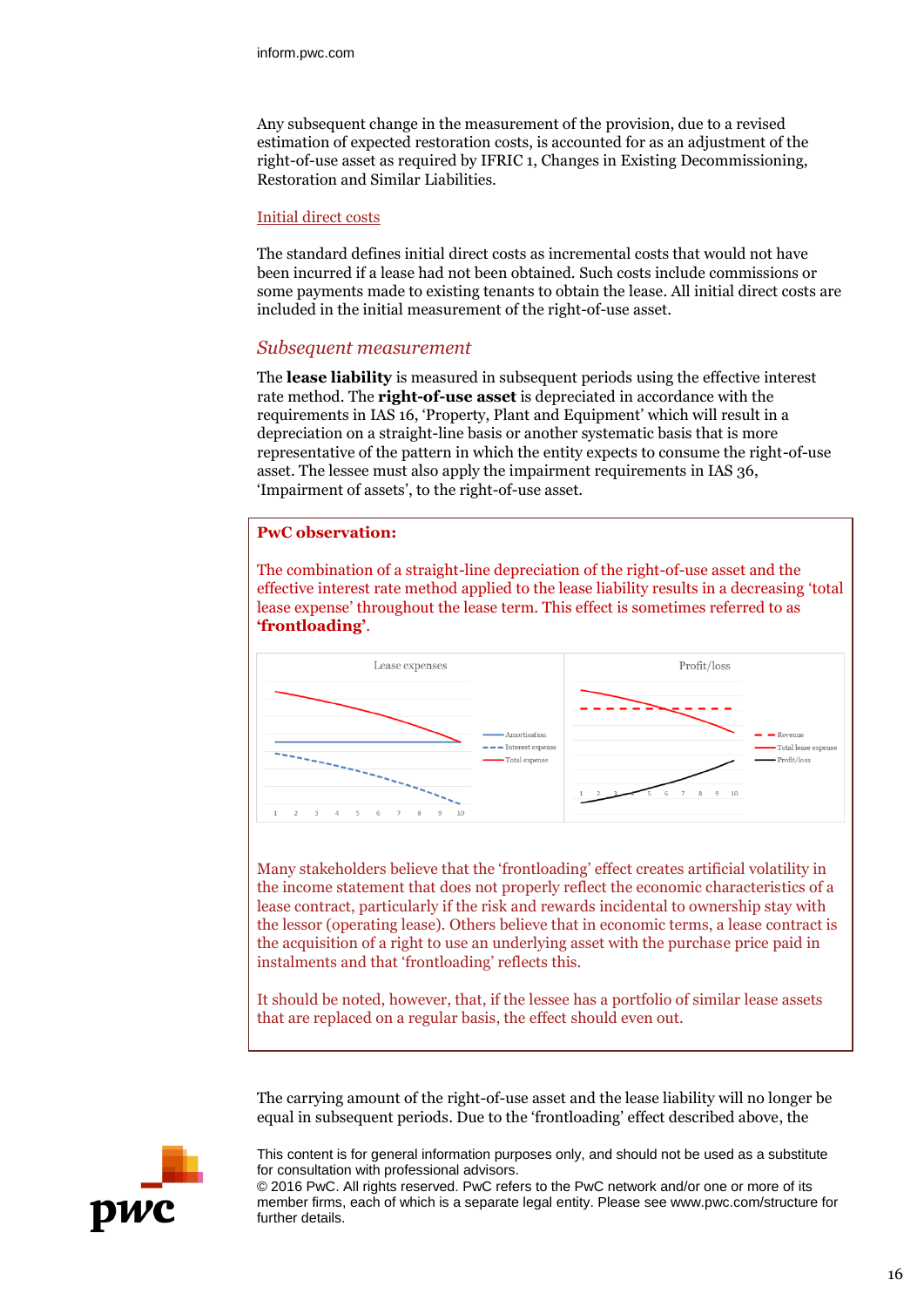Any subsequent change in the measurement of the provision, due to a revised estimation of expected restoration costs, is accounted for as an adjustment of the right-of-use asset as required by IFRIC 1, Changes in Existing Decommissioning, Restoration and Similar Liabilities.

#### Initial direct costs

The standard defines initial direct costs as incremental costs that would not have been incurred if a lease had not been obtained. Such costs include commissions or some payments made to existing tenants to obtain the lease. All initial direct costs are included in the initial measurement of the right-of-use asset.

### *Subsequent measurement*

The **lease liability** is measured in subsequent periods using the effective interest rate method. The **right-of-use asset** is depreciated in accordance with the requirements in IAS 16, 'Property, Plant and Equipment' which will result in a depreciation on a straight-line basis or another systematic basis that is more representative of the pattern in which the entity expects to consume the right-of-use asset. The lessee must also apply the impairment requirements in IAS 36, 'Impairment of assets', to the right-of-use asset.

**PwC observation:**

The combination of a straight-line depreciation of the right-of-use asset and the effective interest rate method applied to the lease liability results in a decreasing 'total lease expense' throughout the lease term. This effect is sometimes referred to as **'frontloading'**.

Many stakeholders believe that the 'frontloading' effect creates artificial volatility in the income statement that does not properly reflect the economic characteristics of a lease contract, particularly if the risk and rewards incidental to ownership stay with the lessor (operating lease). Others believe that in economic terms, a lease contract is the acquisition of a right to use an underlying asset with the purchase price paid in instalments and that 'frontloading' reflects this.

It should be noted, however, that, if the lessee has a portfolio of similar lease assets that are replaced on a regular basis, the effect should even out.

The carrying amount of the right-of-use asset and the lease liability will no longer be equal in subsequent periods. Due to the 'frontloading' effect described above, the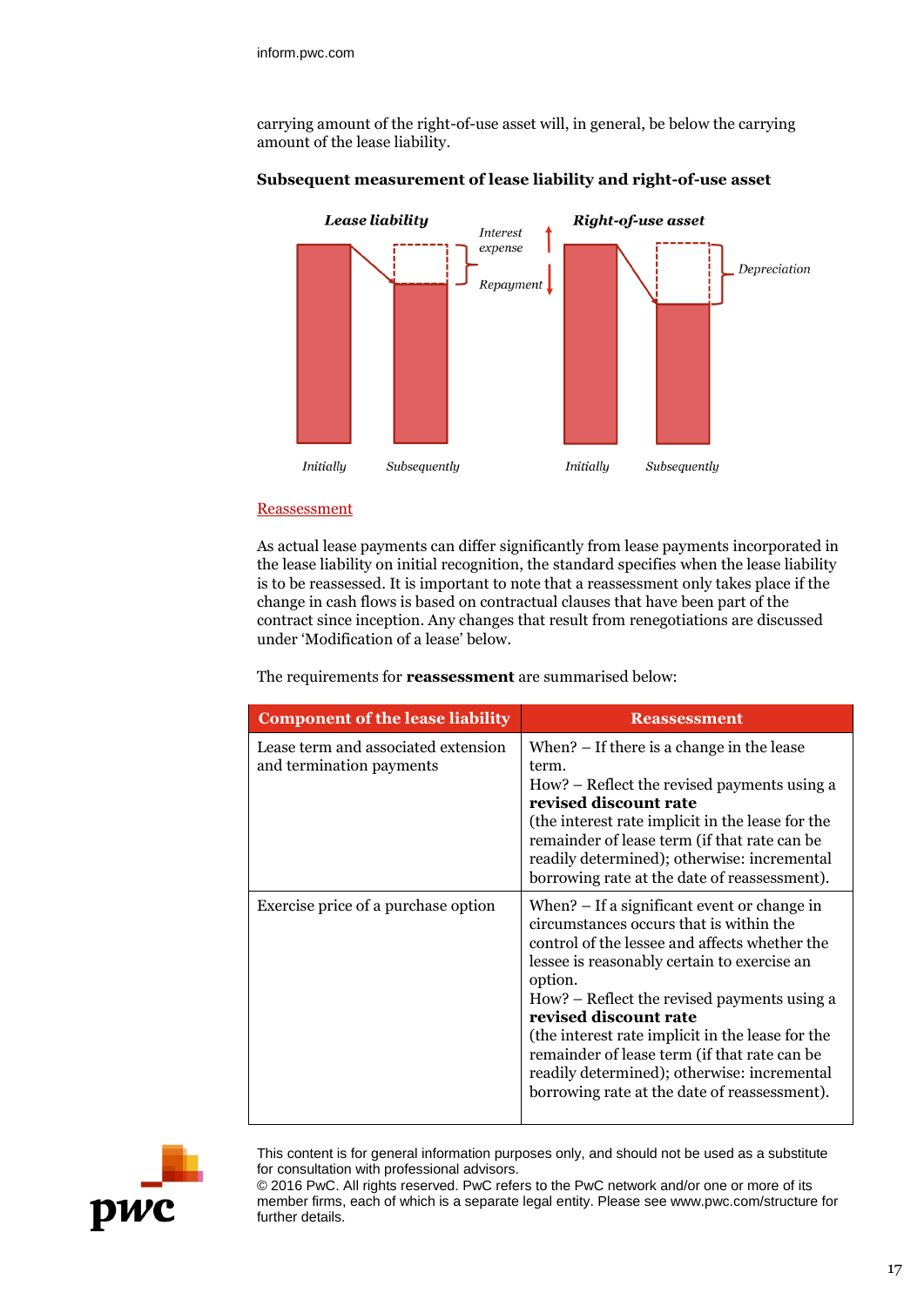carrying amount of the right-of-use asset will, in general, be below the carrying amount of the lease liability.

**Subsequent measurement of lease liability and right-of-use asset**

*Lease liability* — Initially / Subsequently — Interest expense / Repayment

*Right-of-use asset* — Initially / Subsequently — Depreciation

Reassessment

As actual lease payments can differ significantly from lease payments incorporated in the lease liability on initial recognition, the standard specifies when the lease liability is to be reassessed. It is important to note that a reassessment only takes place if the change in cash flows is based on contractual clauses that have been part of the contract since inception. Any changes that result from renegotiations are discussed under 'Modification of a lease' below.

The requirements for **reassessment** are summarised below:

| Component of the lease liability | Reassessment |
|---|---|
| Lease term and associated extension and termination payments | When? – If there is a change in the lease term.<br>How? – Reflect the revised payments using a **revised discount rate**<br>(the interest rate implicit in the lease for the remainder of lease term (if that rate can be readily determined); otherwise: incremental borrowing rate at the date of reassessment). |
| Exercise price of a purchase option | When? – If a significant event or change in circumstances occurs that is within the control of the lessee and affects whether the lessee is reasonably certain to exercise an option.<br>How? – Reflect the revised payments using a **revised discount rate**<br>(the interest rate implicit in the lease for the remainder of lease term (if that rate can be readily determined); otherwise: incremental borrowing rate at the date of reassessment). |

This content is for general information purposes only, and should not be used as a substitute for consultation with professional advisors.
© 2016 PwC. All rights reserved. PwC refers to the PwC network and/or one or more of its member firms, each of which is a separate legal entity. Please see www.pwc.com/structure for further details.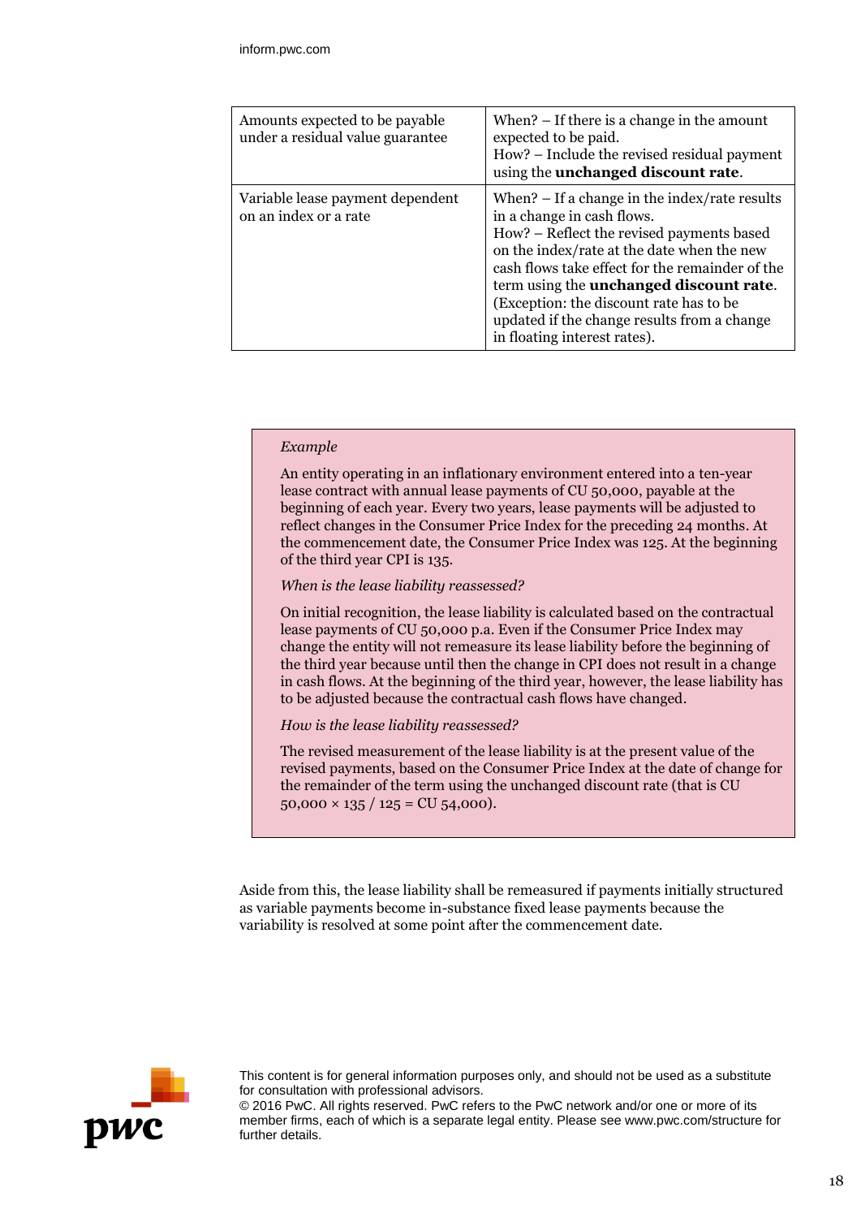| | |
|---|---|
| Amounts expected to be payable under a residual value guarantee | When? – If there is a change in the amount expected to be paid.<br>How? – Include the revised residual payment using the **unchanged discount rate**. |
| Variable lease payment dependent on an index or a rate | When? – If a change in the index/rate results in a change in cash flows.<br>How? – Reflect the revised payments based on the index/rate at the date when the new cash flows take effect for the remainder of the term using the **unchanged discount rate**. (Exception: the discount rate has to be updated if the change results from a change in floating interest rates). |

*Example*

An entity operating in an inflationary environment entered into a ten-year lease contract with annual lease payments of CU 50,000, payable at the beginning of each year. Every two years, lease payments will be adjusted to reflect changes in the Consumer Price Index for the preceding 24 months. At the commencement date, the Consumer Price Index was 125. At the beginning of the third year CPI is 135.

*When is the lease liability reassessed?*

On initial recognition, the lease liability is calculated based on the contractual lease payments of CU 50,000 p.a. Even if the Consumer Price Index may change the entity will not remeasure its lease liability before the beginning of the third year because until then the change in CPI does not result in a change in cash flows. At the beginning of the third year, however, the lease liability has to be adjusted because the contractual cash flows have changed.

*How is the lease liability reassessed?*

The revised measurement of the lease liability is at the present value of the revised payments, based on the Consumer Price Index at the date of change for the remainder of the term using the unchanged discount rate (that is CU 50,000 × 135 / 125 = CU 54,000).

Aside from this, the lease liability shall be remeasured if payments initially structured as variable payments become in-substance fixed lease payments because the variability is resolved at some point after the commencement date.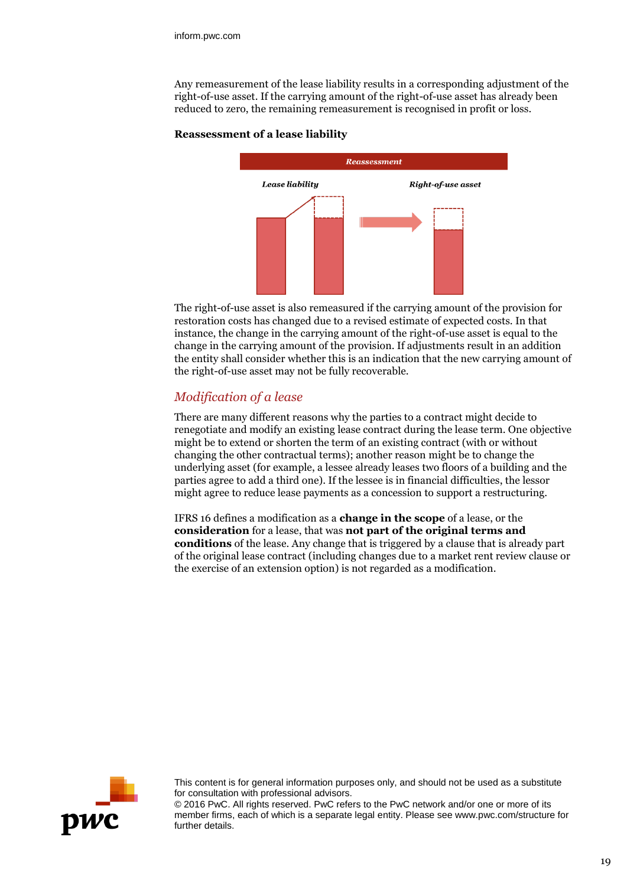Any remeasurement of the lease liability results in a corresponding adjustment of the right-of-use asset. If the carrying amount of the right-of-use asset has already been reduced to zero, the remaining remeasurement is recognised in profit or loss.

**Reassessment of a lease liability**

*Reassessment*

*Lease liability* *Right-of-use asset*

The right-of-use asset is also remeasured if the carrying amount of the provision for restoration costs has changed due to a revised estimate of expected costs. In that instance, the change in the carrying amount of the right-of-use asset is equal to the change in the carrying amount of the provision. If adjustments result in an addition the entity shall consider whether this is an indication that the new carrying amount of the right-of-use asset may not be fully recoverable.

## *Modification of a lease*

There are many different reasons why the parties to a contract might decide to renegotiate and modify an existing lease contract during the lease term. One objective might be to extend or shorten the term of an existing contract (with or without changing the other contractual terms); another reason might be to change the underlying asset (for example, a lessee already leases two floors of a building and the parties agree to add a third one). If the lessee is in financial difficulties, the lessor might agree to reduce lease payments as a concession to support a restructuring.

IFRS 16 defines a modification as a **change in the scope** of a lease, or the **consideration** for a lease, that was **not part of the original terms and conditions** of the lease. Any change that is triggered by a clause that is already part of the original lease contract (including changes due to a market rent review clause or the exercise of an extension option) is not regarded as a modification.

This content is for general information purposes only, and should not be used as a substitute for consultation with professional advisors.
© 2016 PwC. All rights reserved. PwC refers to the PwC network and/or one or more of its member firms, each of which is a separate legal entity. Please see www.pwc.com/structure for further details.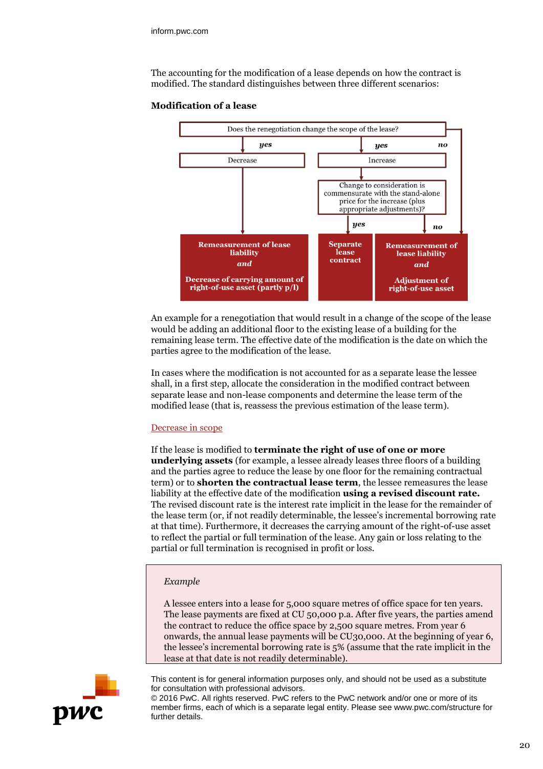The accounting for the modification of a lease depends on how the contract is modified. The standard distinguishes between three different scenarios:

**Modification of a lease**

Does the renegotiation change the scope of the lease?

- *yes* → Decrease → **Remeasurement of lease liability** *and* **Decrease of carrying amount of right-of-use asset (partly p/l)**
- *yes* → Increase → Change to consideration is commensurate with the stand-alone price for the increase (plus appropriate adjustments)?
  - *yes* → **Separate lease contract**
  - *no* → **Remeasurement of lease liability** *and* **Adjustment of right-of-use asset**
- *no* → **Remeasurement of lease liability** *and* **Adjustment of right-of-use asset**

An example for a renegotiation that would result in a change of the scope of the lease would be adding an additional floor to the existing lease of a building for the remaining lease term. The effective date of the modification is the date on which the parties agree to the modification of the lease.

In cases where the modification is not accounted for as a separate lease the lessee shall, in a first step, allocate the consideration in the modified contract between separate lease and non-lease components and determine the lease term of the modified lease (that is, reassess the previous estimation of the lease term).

Decrease in scope

If the lease is modified to **terminate the right of use of one or more underlying assets** (for example, a lessee already leases three floors of a building and the parties agree to reduce the lease by one floor for the remaining contractual term) or to **shorten the contractual lease term**, the lessee remeasures the lease liability at the effective date of the modification **using a revised discount rate.** The revised discount rate is the interest rate implicit in the lease for the remainder of the lease term (or, if not readily determinable, the lessee's incremental borrowing rate at that time). Furthermore, it decreases the carrying amount of the right-of-use asset to reflect the partial or full termination of the lease. Any gain or loss relating to the partial or full termination is recognised in profit or loss.

> *Example*
>
> A lessee enters into a lease for 5,000 square metres of office space for ten years. The lease payments are fixed at CU 50,000 p.a. After five years, the parties amend the contract to reduce the office space by 2,500 square metres. From year 6 onwards, the annual lease payments will be CU30,000. At the beginning of year 6, the lessee's incremental borrowing rate is 5% (assume that the rate implicit in the lease at that date is not readily determinable).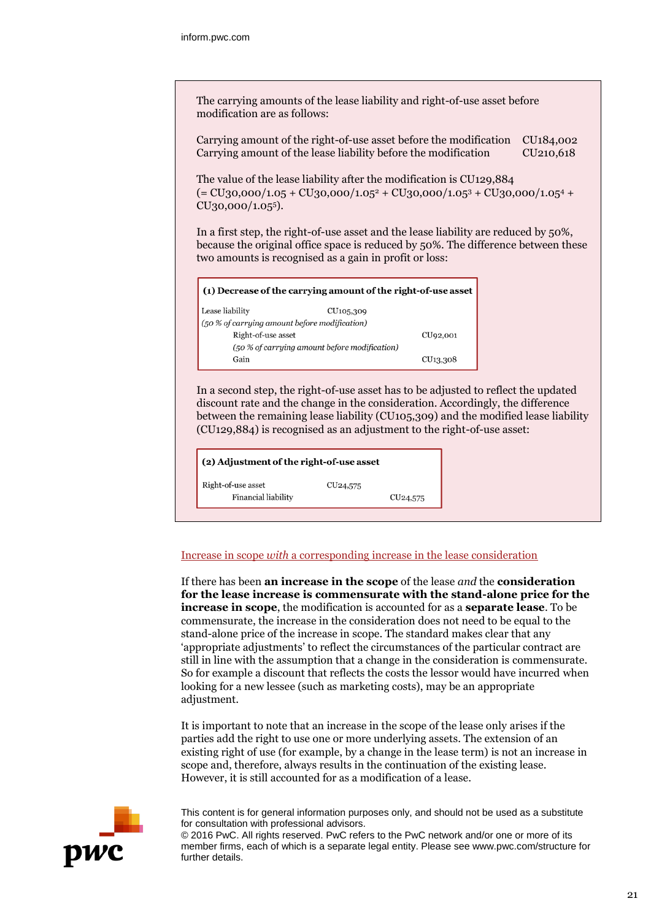The carrying amounts of the lease liability and right-of-use asset before modification are as follows:

| | |
|---|---|
| Carrying amount of the right-of-use asset before the modification | CU184,002 |
| Carrying amount of the lease liability before the modification | CU210,618 |

The value of the lease liability after the modification is CU129,884 (= CU30,000/1.05 + CU30,000/$1.05^2$ + CU30,000/$1.05^3$ + CU30,000/$1.05^4$ + CU30,000/$1.05^5$).

In a first step, the right-of-use asset and the lease liability are reduced by 50%, because the original office space is reduced by 50%. The difference between these two amounts is recognised as a gain in profit or loss:

| (1) Decrease of the carrying amount of the right-of-use asset | | |
|---|---|---|
| Lease liability | CU105,309 | |
| *(50 % of carrying amount before modification)* | | |
| Right-of-use asset | | CU92,001 |
| *(50 % of carrying amount before modification)* | | |
| Gain | | CU13,308 |

In a second step, the right-of-use asset has to be adjusted to reflect the updated discount rate and the change in the consideration. Accordingly, the difference between the remaining lease liability (CU105,309) and the modified lease liability (CU129,884) is recognised as an adjustment to the right-of-use asset:

| (2) Adjustment of the right-of-use asset | | |
|---|---|---|
| Right-of-use asset | CU24,575 | |
| Financial liability | | CU24,575 |

Increase in scope *with* a corresponding increase in the lease consideration

If there has been **an increase in the scope** of the lease *and* the **consideration for the lease increase is commensurate with the stand-alone price for the increase in scope**, the modification is accounted for as a **separate lease**. To be commensurate, the increase in the consideration does not need to be equal to the stand-alone price of the increase in scope. The standard makes clear that any 'appropriate adjustments' to reflect the circumstances of the particular contract are still in line with the assumption that a change in the consideration is commensurate. So for example a discount that reflects the costs the lessor would have incurred when looking for a new lessee (such as marketing costs), may be an appropriate adjustment.

It is important to note that an increase in the scope of the lease only arises if the parties add the right to use one or more underlying assets. The extension of an existing right of use (for example, by a change in the lease term) is not an increase in scope and, therefore, always results in the continuation of the existing lease. However, it is still accounted for as a modification of a lease.

This content is for general information purposes only, and should not be used as a substitute for consultation with professional advisors.
© 2016 PwC. All rights reserved. PwC refers to the PwC network and/or one or more of its member firms, each of which is a separate legal entity. Please see www.pwc.com/structure for further details.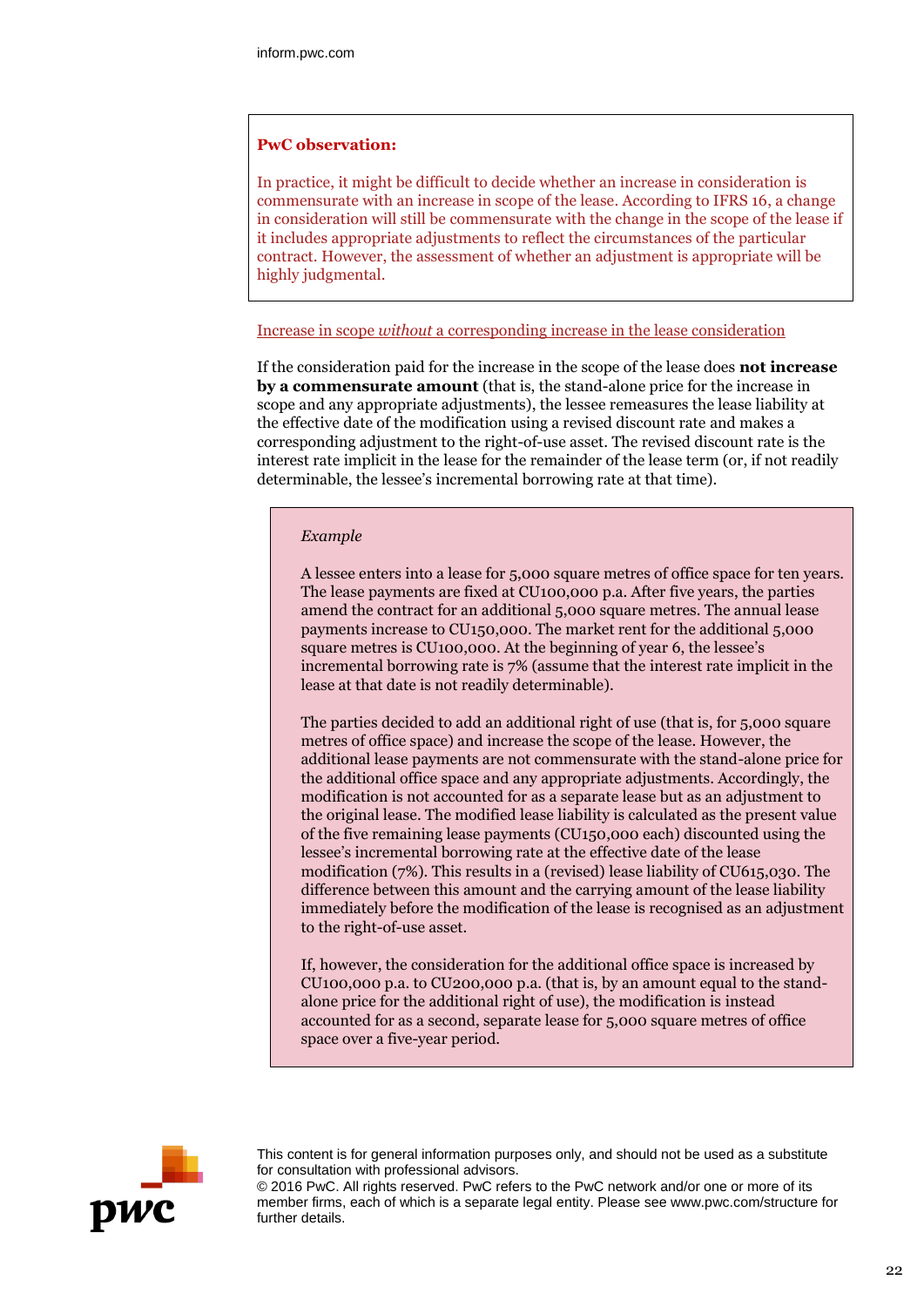**PwC observation:**

In practice, it might be difficult to decide whether an increase in consideration is commensurate with an increase in scope of the lease. According to IFRS 16, a change in consideration will still be commensurate with the change in the scope of the lease if it includes appropriate adjustments to reflect the circumstances of the particular contract. However, the assessment of whether an adjustment is appropriate will be highly judgmental.

Increase in scope *without* a corresponding increase in the lease consideration

If the consideration paid for the increase in the scope of the lease does **not increase by a commensurate amount** (that is, the stand-alone price for the increase in scope and any appropriate adjustments), the lessee remeasures the lease liability at the effective date of the modification using a revised discount rate and makes a corresponding adjustment to the right-of-use asset. The revised discount rate is the interest rate implicit in the lease for the remainder of the lease term (or, if not readily determinable, the lessee's incremental borrowing rate at that time).

*Example*

A lessee enters into a lease for 5,000 square metres of office space for ten years. The lease payments are fixed at CU100,000 p.a. After five years, the parties amend the contract for an additional 5,000 square metres. The annual lease payments increase to CU150,000. The market rent for the additional 5,000 square metres is CU100,000. At the beginning of year 6, the lessee's incremental borrowing rate is 7% (assume that the interest rate implicit in the lease at that date is not readily determinable).

The parties decided to add an additional right of use (that is, for 5,000 square metres of office space) and increase the scope of the lease. However, the additional lease payments are not commensurate with the stand-alone price for the additional office space and any appropriate adjustments. Accordingly, the modification is not accounted for as a separate lease but as an adjustment to the original lease. The modified lease liability is calculated as the present value of the five remaining lease payments (CU150,000 each) discounted using the lessee's incremental borrowing rate at the effective date of the lease modification (7%). This results in a (revised) lease liability of CU615,030. The difference between this amount and the carrying amount of the lease liability immediately before the modification of the lease is recognised as an adjustment to the right-of-use asset.

If, however, the consideration for the additional office space is increased by CU100,000 p.a. to CU200,000 p.a. (that is, by an amount equal to the stand-alone price for the additional right of use), the modification is instead accounted for as a second, separate lease for 5,000 square metres of office space over a five-year period.

This content is for general information purposes only, and should not be used as a substitute for consultation with professional advisors.
© 2016 PwC. All rights reserved. PwC refers to the PwC network and/or one or more of its member firms, each of which is a separate legal entity. Please see www.pwc.com/structure for further details.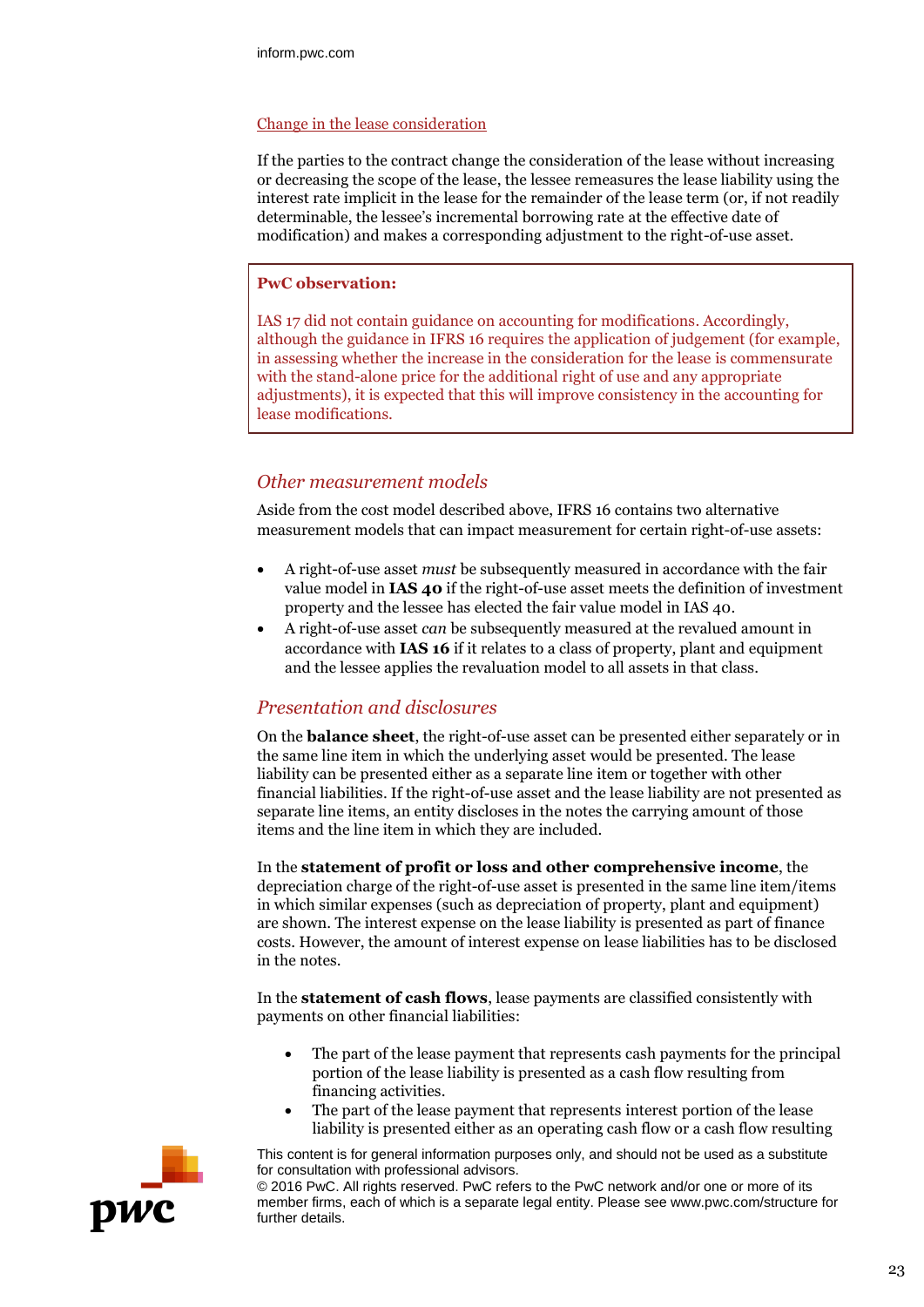Change in the lease consideration

If the parties to the contract change the consideration of the lease without increasing or decreasing the scope of the lease, the lessee remeasures the lease liability using the interest rate implicit in the lease for the remainder of the lease term (or, if not readily determinable, the lessee's incremental borrowing rate at the effective date of modification) and makes a corresponding adjustment to the right-of-use asset.

> **PwC observation:**
>
> IAS 17 did not contain guidance on accounting for modifications. Accordingly, although the guidance in IFRS 16 requires the application of judgement (for example, in assessing whether the increase in the consideration for the lease is commensurate with the stand-alone price for the additional right of use and any appropriate adjustments), it is expected that this will improve consistency in the accounting for lease modifications.

## *Other measurement models*

Aside from the cost model described above, IFRS 16 contains two alternative measurement models that can impact measurement for certain right-of-use assets:

- A right-of-use asset *must* be subsequently measured in accordance with the fair value model in **IAS 40** if the right-of-use asset meets the definition of investment property and the lessee has elected the fair value model in IAS 40.
- A right-of-use asset *can* be subsequently measured at the revalued amount in accordance with **IAS 16** if it relates to a class of property, plant and equipment and the lessee applies the revaluation model to all assets in that class.

## *Presentation and disclosures*

On the **balance sheet**, the right-of-use asset can be presented either separately or in the same line item in which the underlying asset would be presented. The lease liability can be presented either as a separate line item or together with other financial liabilities. If the right-of-use asset and the lease liability are not presented as separate line items, an entity discloses in the notes the carrying amount of those items and the line item in which they are included.

In the **statement of profit or loss and other comprehensive income**, the depreciation charge of the right-of-use asset is presented in the same line item/items in which similar expenses (such as depreciation of property, plant and equipment) are shown. The interest expense on the lease liability is presented as part of finance costs. However, the amount of interest expense on lease liabilities has to be disclosed in the notes.

In the **statement of cash flows**, lease payments are classified consistently with payments on other financial liabilities:

- The part of the lease payment that represents cash payments for the principal portion of the lease liability is presented as a cash flow resulting from financing activities.
- The part of the lease payment that represents interest portion of the lease liability is presented either as an operating cash flow or a cash flow resulting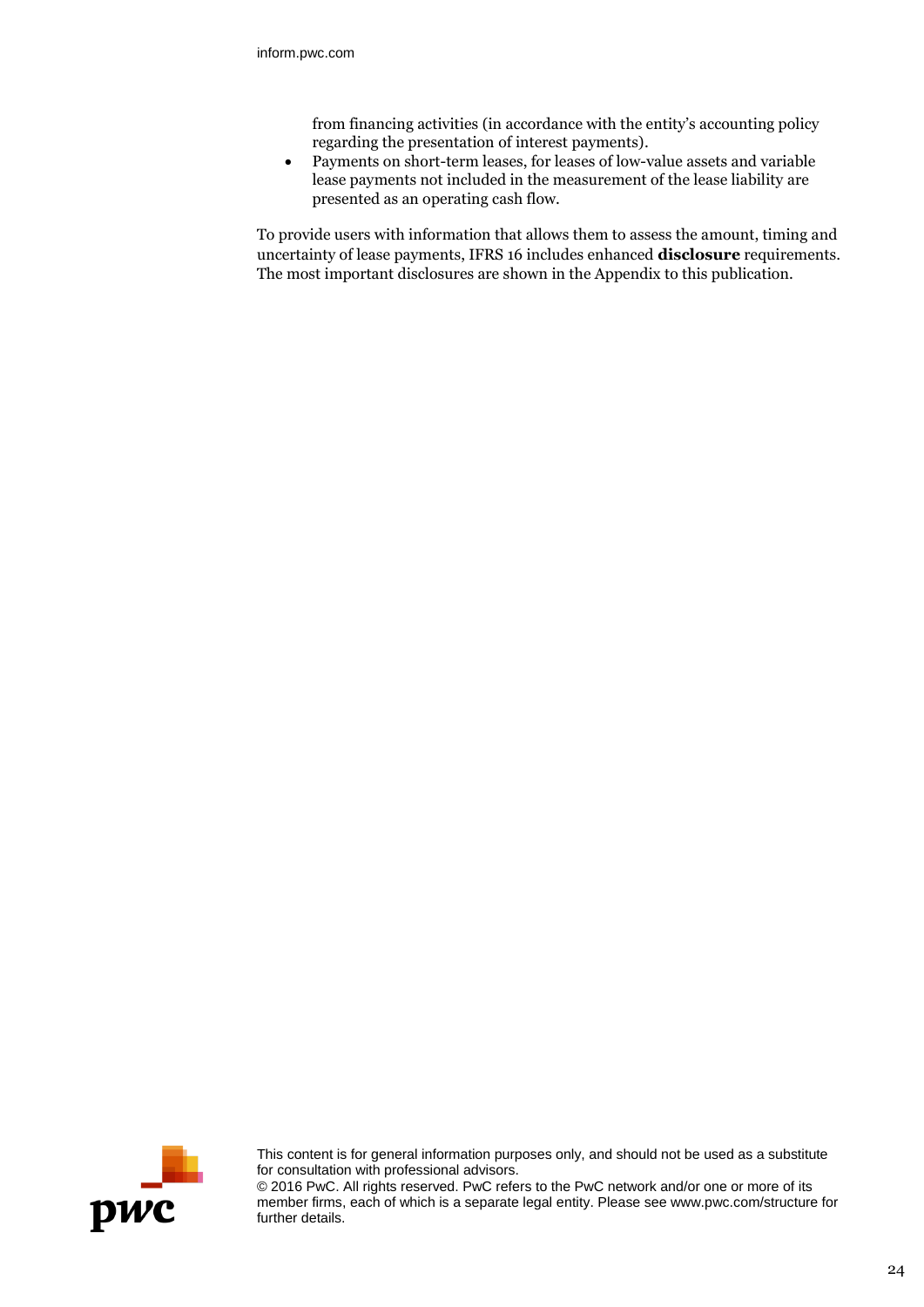from financing activities (in accordance with the entity's accounting policy regarding the presentation of interest payments).

- Payments on short-term leases, for leases of low-value assets and variable lease payments not included in the measurement of the lease liability are presented as an operating cash flow.

To provide users with information that allows them to assess the amount, timing and uncertainty of lease payments, IFRS 16 includes enhanced **disclosure** requirements. The most important disclosures are shown in the Appendix to this publication.

This content is for general information purposes only, and should not be used as a substitute for consultation with professional advisors.
© 2016 PwC. All rights reserved. PwC refers to the PwC network and/or one or more of its member firms, each of which is a separate legal entity. Please see www.pwc.com/structure for further details.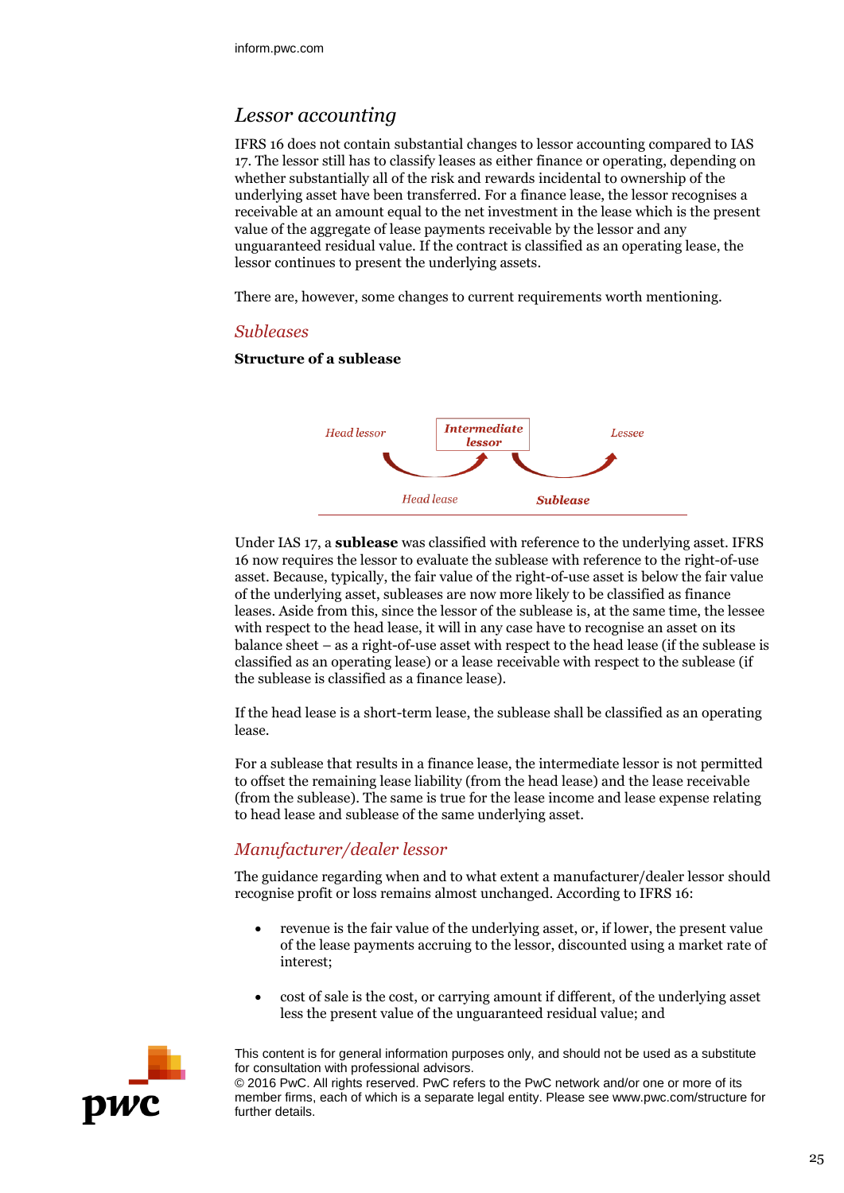## *Lessor accounting*

IFRS 16 does not contain substantial changes to lessor accounting compared to IAS 17. The lessor still has to classify leases as either finance or operating, depending on whether substantially all of the risk and rewards incidental to ownership of the underlying asset have been transferred. For a finance lease, the lessor recognises a receivable at an amount equal to the net investment in the lease which is the present value of the aggregate of lease payments receivable by the lessor and any unguaranteed residual value. If the contract is classified as an operating lease, the lessor continues to present the underlying assets.

There are, however, some changes to current requirements worth mentioning.

### *Subleases*

**Structure of a sublease**

*Head lessor* → ***Intermediate lessor*** → *Lessee*

*Head lease* | ***Sublease***

Under IAS 17, a **sublease** was classified with reference to the underlying asset. IFRS 16 now requires the lessor to evaluate the sublease with reference to the right-of-use asset. Because, typically, the fair value of the right-of-use asset is below the fair value of the underlying asset, subleases are now more likely to be classified as finance leases. Aside from this, since the lessor of the sublease is, at the same time, the lessee with respect to the head lease, it will in any case have to recognise an asset on its balance sheet – as a right-of-use asset with respect to the head lease (if the sublease is classified as an operating lease) or a lease receivable with respect to the sublease (if the sublease is classified as a finance lease).

If the head lease is a short-term lease, the sublease shall be classified as an operating lease.

For a sublease that results in a finance lease, the intermediate lessor is not permitted to offset the remaining lease liability (from the head lease) and the lease receivable (from the sublease). The same is true for the lease income and lease expense relating to head lease and sublease of the same underlying asset.

### *Manufacturer/dealer lessor*

The guidance regarding when and to what extent a manufacturer/dealer lessor should recognise profit or loss remains almost unchanged. According to IFRS 16:

- revenue is the fair value of the underlying asset, or, if lower, the present value of the lease payments accruing to the lessor, discounted using a market rate of interest;
- cost of sale is the cost, or carrying amount if different, of the underlying asset less the present value of the unguaranteed residual value; and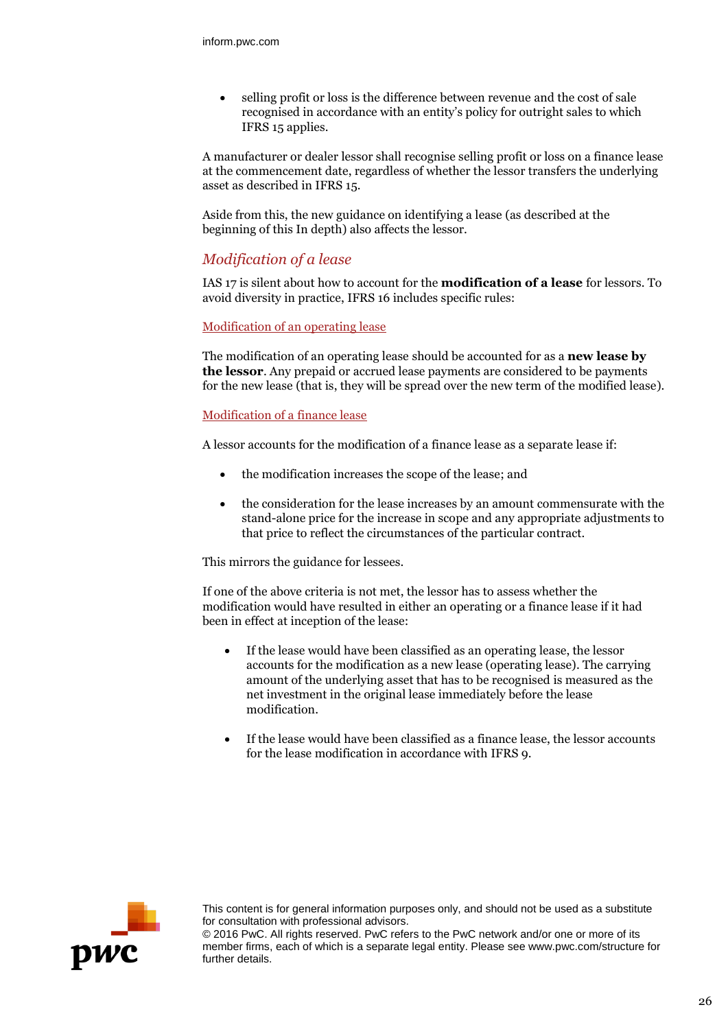- selling profit or loss is the difference between revenue and the cost of sale recognised in accordance with an entity's policy for outright sales to which IFRS 15 applies.

A manufacturer or dealer lessor shall recognise selling profit or loss on a finance lease at the commencement date, regardless of whether the lessor transfers the underlying asset as described in IFRS 15.

Aside from this, the new guidance on identifying a lease (as described at the beginning of this In depth) also affects the lessor.

## *Modification of a lease*

IAS 17 is silent about how to account for the **modification of a lease** for lessors. To avoid diversity in practice, IFRS 16 includes specific rules:

### Modification of an operating lease

The modification of an operating lease should be accounted for as a **new lease by the lessor**. Any prepaid or accrued lease payments are considered to be payments for the new lease (that is, they will be spread over the new term of the modified lease).

### Modification of a finance lease

A lessor accounts for the modification of a finance lease as a separate lease if:

- the modification increases the scope of the lease; and
- the consideration for the lease increases by an amount commensurate with the stand-alone price for the increase in scope and any appropriate adjustments to that price to reflect the circumstances of the particular contract.

This mirrors the guidance for lessees.

If one of the above criteria is not met, the lessor has to assess whether the modification would have resulted in either an operating or a finance lease if it had been in effect at inception of the lease:

- If the lease would have been classified as an operating lease, the lessor accounts for the modification as a new lease (operating lease). The carrying amount of the underlying asset that has to be recognised is measured as the net investment in the original lease immediately before the lease modification.
- If the lease would have been classified as a finance lease, the lessor accounts for the lease modification in accordance with IFRS 9.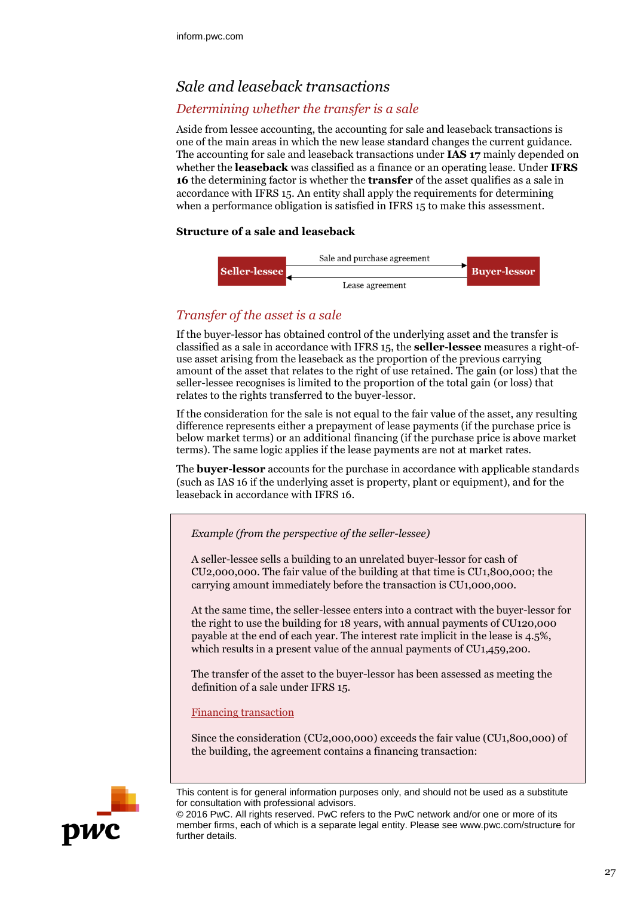## Sale and leaseback transactions

### Determining whether the transfer is a sale

Aside from lessee accounting, the accounting for sale and leaseback transactions is one of the main areas in which the new lease standard changes the current guidance. The accounting for sale and leaseback transactions under **IAS 17** mainly depended on whether the **leaseback** was classified as a finance or an operating lease. Under **IFRS 16** the determining factor is whether the **transfer** of the asset qualifies as a sale in accordance with IFRS 15. An entity shall apply the requirements for determining when a performance obligation is satisfied in IFRS 15 to make this assessment.

**Structure of a sale and leaseback**

Seller-lessee → Sale and purchase agreement → Buyer-lessor

Buyer-lessor → Lease agreement → Seller-lessee

### Transfer of the asset is a sale

If the buyer-lessor has obtained control of the underlying asset and the transfer is classified as a sale in accordance with IFRS 15, the **seller-lessee** measures a right-of-use asset arising from the leaseback as the proportion of the previous carrying amount of the asset that relates to the right of use retained. The gain (or loss) that the seller-lessee recognises is limited to the proportion of the total gain (or loss) that relates to the rights transferred to the buyer-lessor.

If the consideration for the sale is not equal to the fair value of the asset, any resulting difference represents either a prepayment of lease payments (if the purchase price is below market terms) or an additional financing (if the purchase price is above market terms). The same logic applies if the lease payments are not at market rates.

The **buyer-lessor** accounts for the purchase in accordance with applicable standards (such as IAS 16 if the underlying asset is property, plant or equipment), and for the leaseback in accordance with IFRS 16.

*Example (from the perspective of the seller-lessee)*

A seller-lessee sells a building to an unrelated buyer-lessor for cash of CU2,000,000. The fair value of the building at that time is CU1,800,000; the carrying amount immediately before the transaction is CU1,000,000.

At the same time, the seller-lessee enters into a contract with the buyer-lessor for the right to use the building for 18 years, with annual payments of CU120,000 payable at the end of each year. The interest rate implicit in the lease is 4.5%, which results in a present value of the annual payments of CU1,459,200.

The transfer of the asset to the buyer-lessor has been assessed as meeting the definition of a sale under IFRS 15.

Financing transaction

Since the consideration (CU2,000,000) exceeds the fair value (CU1,800,000) of the building, the agreement contains a financing transaction: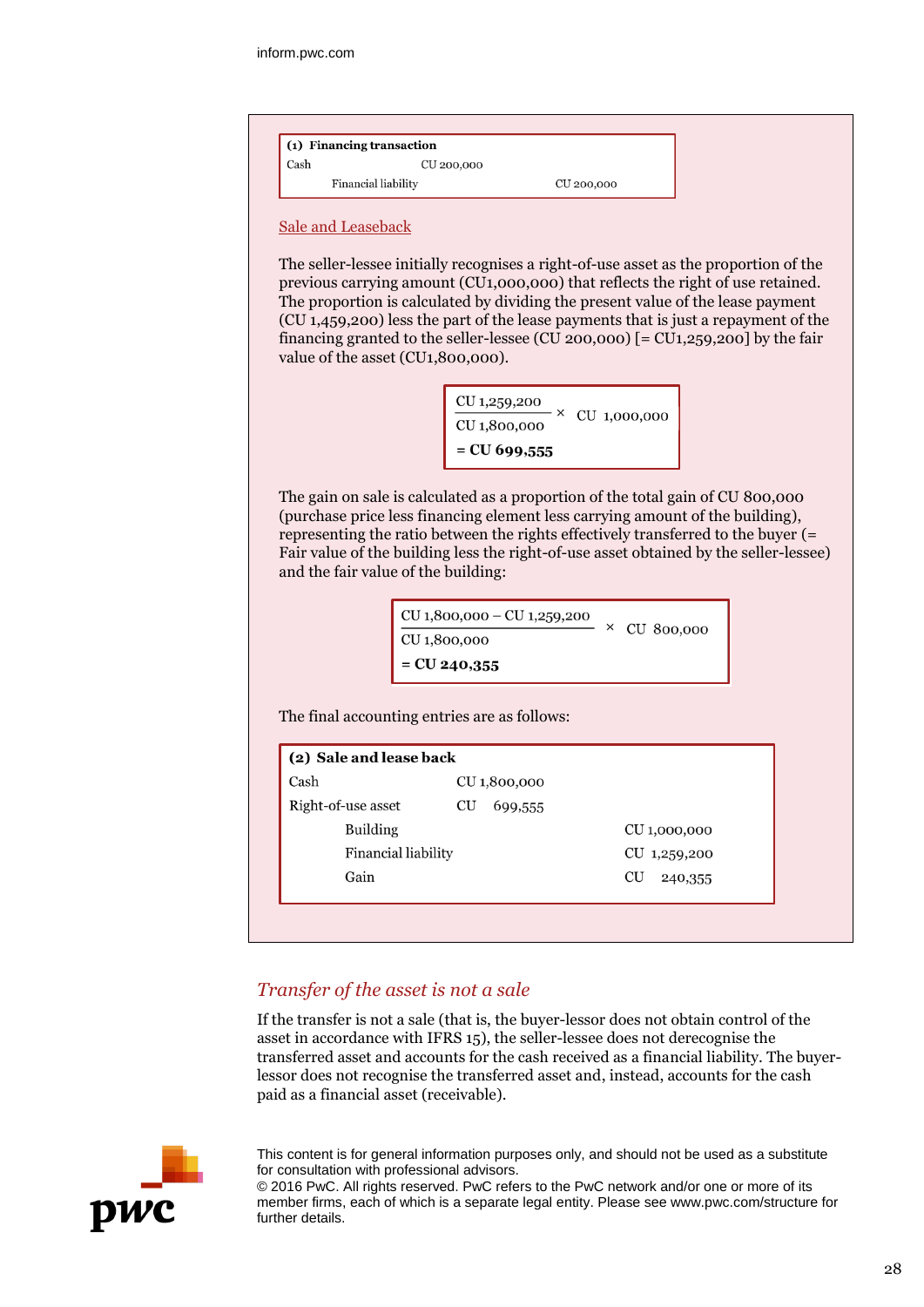**(1) Financing transaction**

| | | |
|---|---|---|
| Cash | CU 200,000 | |
| Financial liability | | CU 200,000 |

Sale and Leaseback

The seller-lessee initially recognises a right-of-use asset as the proportion of the previous carrying amount (CU1,000,000) that reflects the right of use retained. The proportion is calculated by dividing the present value of the lease payment (CU 1,459,200) less the part of the lease payments that is just a repayment of the financing granted to the seller-lessee (CU 200,000) [= CU1,259,200] by the fair value of the asset (CU1,800,000).

$$\frac{\text{CU } 1{,}259{,}200}{\text{CU } 1{,}800{,}000} \times \text{CU } 1{,}000{,}000$$

**= CU 699,555**

The gain on sale is calculated as a proportion of the total gain of CU 800,000 (purchase price less financing element less carrying amount of the building), representing the ratio between the rights effectively transferred to the buyer (= Fair value of the building less the right-of-use asset obtained by the seller-lessee) and the fair value of the building:

$$\frac{\text{CU } 1{,}800{,}000 - \text{CU } 1{,}259{,}200}{\text{CU } 1{,}800{,}000} \times \text{CU } 800{,}000$$

**= CU 240,355**

The final accounting entries are as follows:

**(2) Sale and lease back**

| | | |
|---|---|---|
| Cash | CU 1,800,000 | |
| Right-of-use asset | CU 699,555 | |
| Building | | CU 1,000,000 |
| Financial liability | | CU 1,259,200 |
| Gain | | CU 240,355 |

## *Transfer of the asset is not a sale*

If the transfer is not a sale (that is, the buyer-lessor does not obtain control of the asset in accordance with IFRS 15), the seller-lessee does not derecognise the transferred asset and accounts for the cash received as a financial liability. The buyer-lessor does not recognise the transferred asset and, instead, accounts for the cash paid as a financial asset (receivable).

This content is for general information purposes only, and should not be used as a substitute for consultation with professional advisors.
© 2016 PwC. All rights reserved. PwC refers to the PwC network and/or one or more of its member firms, each of which is a separate legal entity. Please see www.pwc.com/structure for further details.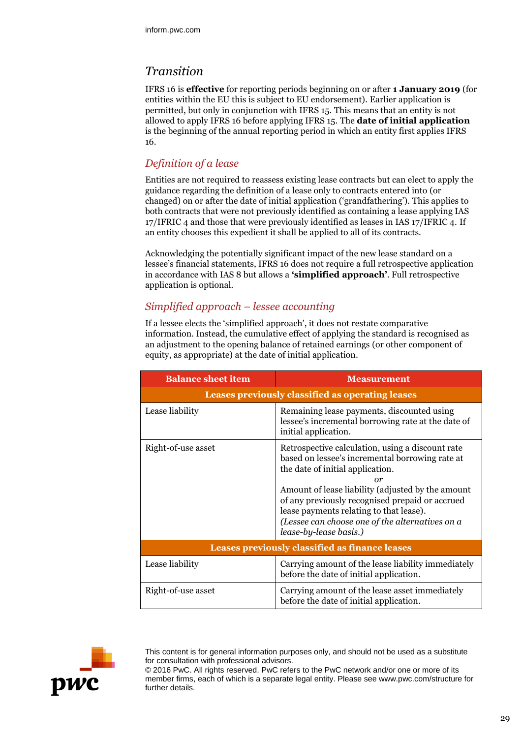## *Transition*

IFRS 16 is **effective** for reporting periods beginning on or after **1 January 2019** (for entities within the EU this is subject to EU endorsement). Earlier application is permitted, but only in conjunction with IFRS 15. This means that an entity is not allowed to apply IFRS 16 before applying IFRS 15. The **date of initial application** is the beginning of the annual reporting period in which an entity first applies IFRS 16.

### *Definition of a lease*

Entities are not required to reassess existing lease contracts but can elect to apply the guidance regarding the definition of a lease only to contracts entered into (or changed) on or after the date of initial application ('grandfathering'). This applies to both contracts that were not previously identified as containing a lease applying IAS 17/IFRIC 4 and those that were previously identified as leases in IAS 17/IFRIC 4. If an entity chooses this expedient it shall be applied to all of its contracts.

Acknowledging the potentially significant impact of the new lease standard on a lessee's financial statements, IFRS 16 does not require a full retrospective application in accordance with IAS 8 but allows a **'simplified approach'**. Full retrospective application is optional.

### *Simplified approach – lessee accounting*

If a lessee elects the 'simplified approach', it does not restate comparative information. Instead, the cumulative effect of applying the standard is recognised as an adjustment to the opening balance of retained earnings (or other component of equity, as appropriate) at the date of initial application.

| Balance sheet item | Measurement |
|---|---|
| **Leases previously classified as operating leases** | |
| Lease liability | Remaining lease payments, discounted using lessee's incremental borrowing rate at the date of initial application. |
| Right-of-use asset | Retrospective calculation, using a discount rate based on lessee's incremental borrowing rate at the date of initial application.<br>*or*<br>Amount of lease liability (adjusted by the amount of any previously recognised prepaid or accrued lease payments relating to that lease).<br>*(Lessee can choose one of the alternatives on a lease-by-lease basis.)* |
| **Leases previously classified as finance leases** | |
| Lease liability | Carrying amount of the lease liability immediately before the date of initial application. |
| Right-of-use asset | Carrying amount of the lease asset immediately before the date of initial application. |

This content is for general information purposes only, and should not be used as a substitute for consultation with professional advisors.
© 2016 PwC. All rights reserved. PwC refers to the PwC network and/or one or more of its member firms, each of which is a separate legal entity. Please see www.pwc.com/structure for further details.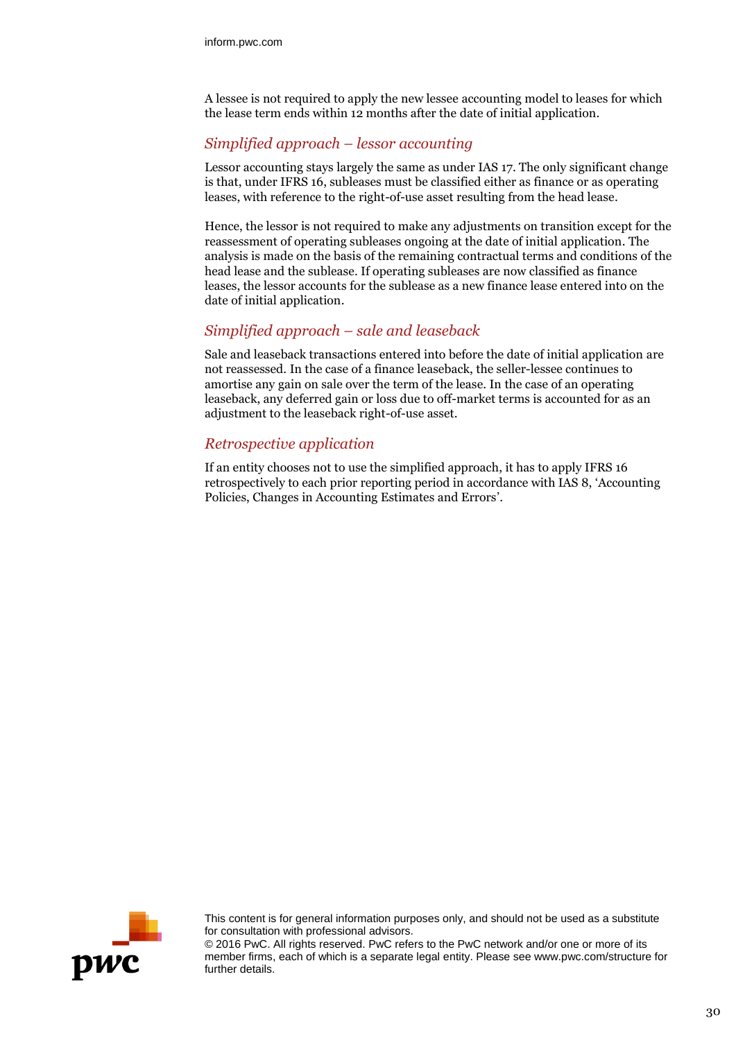A lessee is not required to apply the new lessee accounting model to leases for which the lease term ends within 12 months after the date of initial application.

### *Simplified approach – lessor accounting*

Lessor accounting stays largely the same as under IAS 17. The only significant change is that, under IFRS 16, subleases must be classified either as finance or as operating leases, with reference to the right-of-use asset resulting from the head lease.

Hence, the lessor is not required to make any adjustments on transition except for the reassessment of operating subleases ongoing at the date of initial application. The analysis is made on the basis of the remaining contractual terms and conditions of the head lease and the sublease. If operating subleases are now classified as finance leases, the lessor accounts for the sublease as a new finance lease entered into on the date of initial application.

### *Simplified approach – sale and leaseback*

Sale and leaseback transactions entered into before the date of initial application are not reassessed. In the case of a finance leaseback, the seller-lessee continues to amortise any gain on sale over the term of the lease. In the case of an operating leaseback, any deferred gain or loss due to off-market terms is accounted for as an adjustment to the leaseback right-of-use asset.

### *Retrospective application*

If an entity chooses not to use the simplified approach, it has to apply IFRS 16 retrospectively to each prior reporting period in accordance with IAS 8, 'Accounting Policies, Changes in Accounting Estimates and Errors'.

This content is for general information purposes only, and should not be used as a substitute for consultation with professional advisors.
© 2016 PwC. All rights reserved. PwC refers to the PwC network and/or one or more of its member firms, each of which is a separate legal entity. Please see www.pwc.com/structure for further details.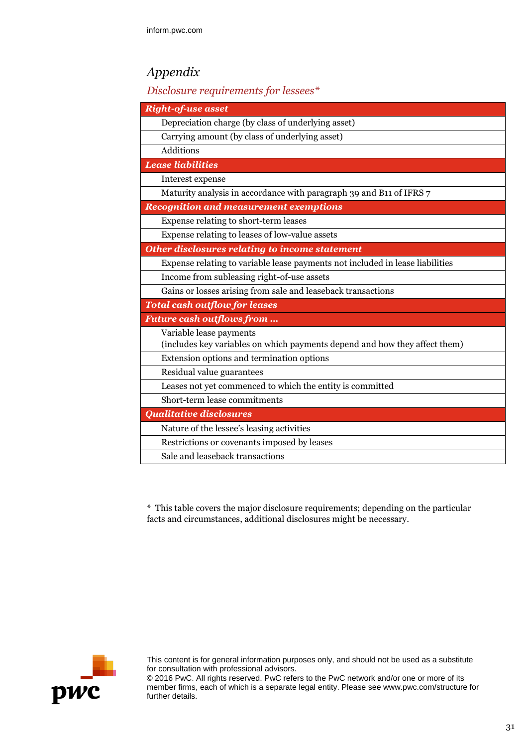# *Appendix*

## *Disclosure requirements for lessees**

| ***Right-of-use asset*** |
|---|
| Depreciation charge (by class of underlying asset) |
| Carrying amount (by class of underlying asset) |
| Additions |
| ***Lease liabilities*** |
| Interest expense |
| Maturity analysis in accordance with paragraph 39 and B11 of IFRS 7 |
| ***Recognition and measurement exemptions*** |
| Expense relating to short-term leases |
| Expense relating to leases of low-value assets |
| ***Other disclosures relating to income statement*** |
| Expense relating to variable lease payments not included in lease liabilities |
| Income from subleasing right-of-use assets |
| Gains or losses arising from sale and leaseback transactions |
| ***Total cash outflow for leases*** |
| ***Future cash outflows from …*** |
| Variable lease payments<br>(includes key variables on which payments depend and how they affect them) |
| Extension options and termination options |
| Residual value guarantees |
| Leases not yet commenced to which the entity is committed |
| Short-term lease commitments |
| ***Qualitative disclosures*** |
| Nature of the lessee's leasing activities |
| Restrictions or covenants imposed by leases |
| Sale and leaseback transactions |

\* This table covers the major disclosure requirements; depending on the particular facts and circumstances, additional disclosures might be necessary.

This content is for general information purposes only, and should not be used as a substitute for consultation with professional advisors.
© 2016 PwC. All rights reserved. PwC refers to the PwC network and/or one or more of its member firms, each of which is a separate legal entity. Please see www.pwc.com/structure for further details.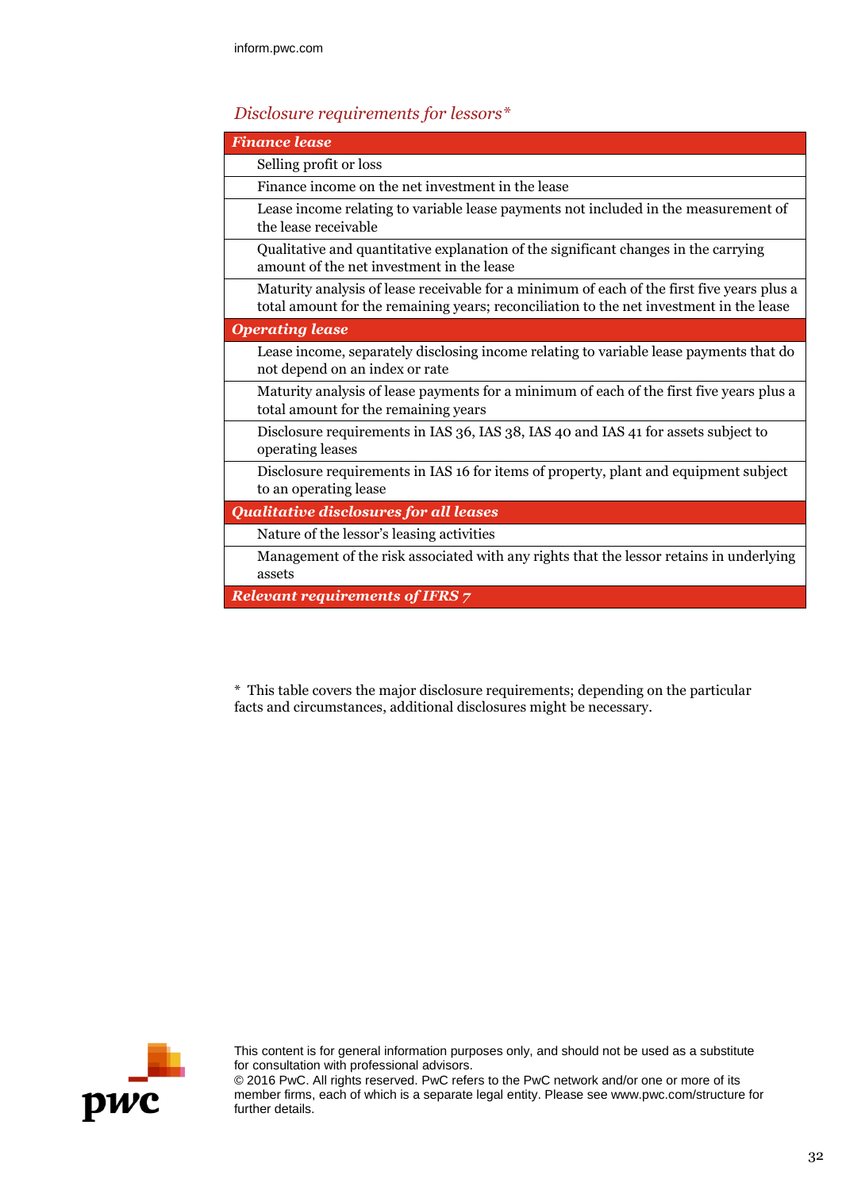*Disclosure requirements for lessors**

| ***Finance lease*** |
|---|
| Selling profit or loss |
| Finance income on the net investment in the lease |
| Lease income relating to variable lease payments not included in the measurement of the lease receivable |
| Qualitative and quantitative explanation of the significant changes in the carrying amount of the net investment in the lease |
| Maturity analysis of lease receivable for a minimum of each of the first five years plus a total amount for the remaining years; reconciliation to the net investment in the lease |
| ***Operating lease*** |
| Lease income, separately disclosing income relating to variable lease payments that do not depend on an index or rate |
| Maturity analysis of lease payments for a minimum of each of the first five years plus a total amount for the remaining years |
| Disclosure requirements in IAS 36, IAS 38, IAS 40 and IAS 41 for assets subject to operating leases |
| Disclosure requirements in IAS 16 for items of property, plant and equipment subject to an operating lease |
| ***Qualitative disclosures for all leases*** |
| Nature of the lessor's leasing activities |
| Management of the risk associated with any rights that the lessor retains in underlying assets |
| ***Relevant requirements of IFRS 7*** |

\* This table covers the major disclosure requirements; depending on the particular facts and circumstances, additional disclosures might be necessary.

This content is for general information purposes only, and should not be used as a substitute for consultation with professional advisors.
© 2016 PwC. All rights reserved. PwC refers to the PwC network and/or one or more of its member firms, each of which is a separate legal entity. Please see www.pwc.com/structure for further details.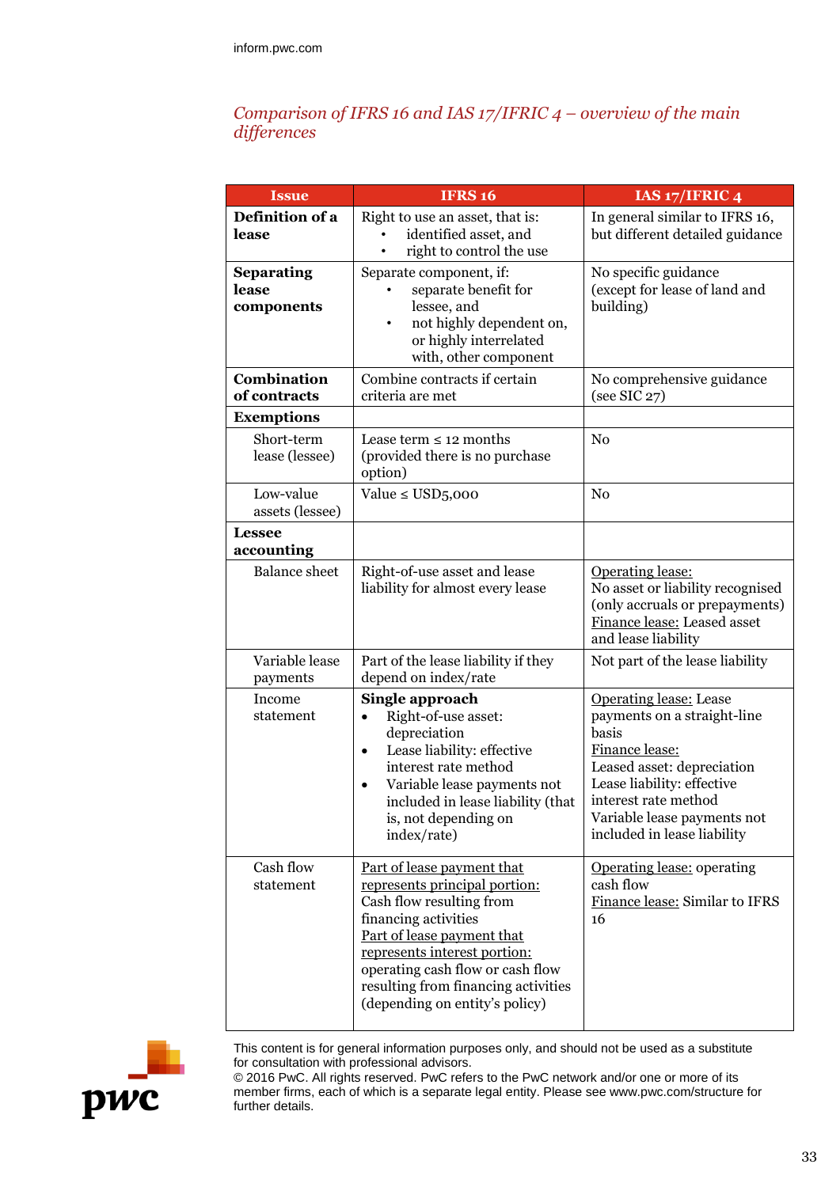*Comparison of IFRS 16 and IAS 17/IFRIC 4 – overview of the main differences*

| Issue | IFRS 16 | IAS 17/IFRIC 4 |
|---|---|---|
| **Definition of a lease** | Right to use an asset, that is: • identified asset, and • right to control the use | In general similar to IFRS 16, but different detailed guidance |
| **Separating lease components** | Separate component, if: • separate benefit for lessee, and • not highly dependent on, or highly interrelated with, other component | No specific guidance (except for lease of land and building) |
| **Combination of contracts** | Combine contracts if certain criteria are met | No comprehensive guidance (see SIC 27) |
| **Exemptions** | | |
| Short-term lease (lessee) | Lease term ≤ 12 months (provided there is no purchase option) | No |
| Low-value assets (lessee) | Value ≤ USD5,000 | No |
| **Lessee accounting** | | |
| Balance sheet | Right-of-use asset and lease liability for almost every lease | Operating lease: No asset or liability recognised (only accruals or prepayments) Finance lease: Leased asset and lease liability |
| Variable lease payments | Part of the lease liability if they depend on index/rate | Not part of the lease liability |
| Income statement | **Single approach** • Right-of-use asset: depreciation • Lease liability: effective interest rate method • Variable lease payments not included in lease liability (that is, not depending on index/rate) | Operating lease: Lease payments on a straight-line basis Finance lease: Leased asset: depreciation Lease liability: effective interest rate method Variable lease payments not included in lease liability |
| Cash flow statement | Part of lease payment that represents principal portion: Cash flow resulting from financing activities Part of lease payment that represents interest portion: operating cash flow or cash flow resulting from financing activities (depending on entity's policy) | Operating lease: operating cash flow Finance lease: Similar to IFRS 16 |

This content is for general information purposes only, and should not be used as a substitute for consultation with professional advisors.
© 2016 PwC. All rights reserved. PwC refers to the PwC network and/or one or more of its member firms, each of which is a separate legal entity. Please see www.pwc.com/structure for further details.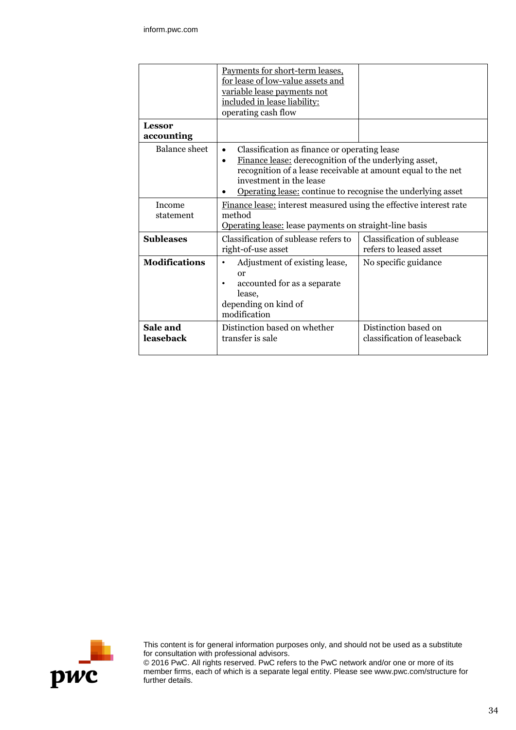|  |  |  |
|---|---|---|
|  | Payments for short-term leases, for lease of low-value assets and variable lease payments not included in lease liability: operating cash flow |  |
| **Lessor accounting** |  |  |
| Balance sheet | • Classification as finance or operating lease<br>• Finance lease: derecognition of the underlying asset, recognition of a lease receivable at amount equal to the net investment in the lease<br>• Operating lease: continue to recognise the underlying asset |  |
| Income statement | Finance lease: interest measured using the effective interest rate method<br>Operating lease: lease payments on straight-line basis |  |
| **Subleases** | Classification of sublease refers to right-of-use asset | Classification of sublease refers to leased asset |
| **Modifications** | • Adjustment of existing lease, or<br>• accounted for as a separate lease,<br>depending on kind of modification | No specific guidance |
| **Sale and leaseback** | Distinction based on whether transfer is sale | Distinction based on classification of leaseback |

This content is for general information purposes only, and should not be used as a substitute for consultation with professional advisors.
© 2016 PwC. All rights reserved. PwC refers to the PwC network and/or one or more of its member firms, each of which is a separate legal entity. Please see www.pwc.com/structure for further details.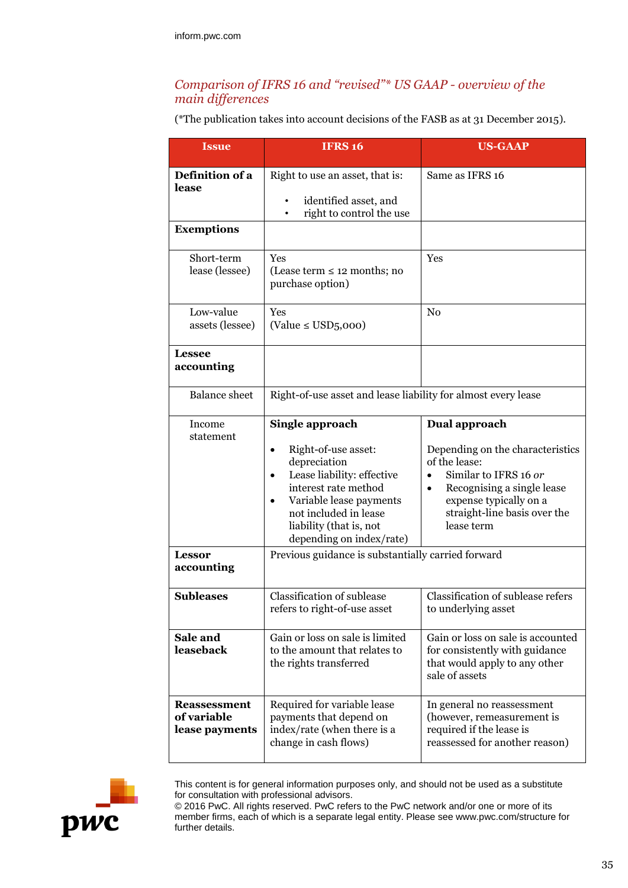## *Comparison of IFRS 16 and "revised"\* US GAAP - overview of the main differences*

(\*The publication takes into account decisions of the FASB as at 31 December 2015).

| Issue | IFRS 16 | US-GAAP |
|---|---|---|
| **Definition of a lease** | Right to use an asset, that is:<br>• identified asset, and<br>• right to control the use | Same as IFRS 16 |
| **Exemptions** | | |
| Short-term lease (lessee) | Yes<br>(Lease term ≤ 12 months; no purchase option) | Yes |
| Low-value assets (lessee) | Yes<br>(Value ≤ USD5,000) | No |
| **Lessee accounting** | | |
| Balance sheet | Right-of-use asset and lease liability for almost every lease | |
| Income statement | **Single approach**<br>• Right-of-use asset: depreciation<br>• Lease liability: effective interest rate method<br>• Variable lease payments not included in lease liability (that is, not depending on index/rate) | **Dual approach**<br>Depending on the characteristics of the lease:<br>• Similar to IFRS 16 *or*<br>• Recognising a single lease expense typically on a straight-line basis over the lease term |
| **Lessor accounting** | Previous guidance is substantially carried forward | |
| **Subleases** | Classification of sublease refers to right-of-use asset | Classification of sublease refers to underlying asset |
| **Sale and leaseback** | Gain or loss on sale is limited to the amount that relates to the rights transferred | Gain or loss on sale is accounted for consistently with guidance that would apply to any other sale of assets |
| **Reassessment of variable lease payments** | Required for variable lease payments that depend on index/rate (when there is a change in cash flows) | In general no reassessment (however, remeasurement is required if the lease is reassessed for another reason) |

This content is for general information purposes only, and should not be used as a substitute for consultation with professional advisors.
© 2016 PwC. All rights reserved. PwC refers to the PwC network and/or one or more of its member firms, each of which is a separate legal entity. Please see www.pwc.com/structure for further details.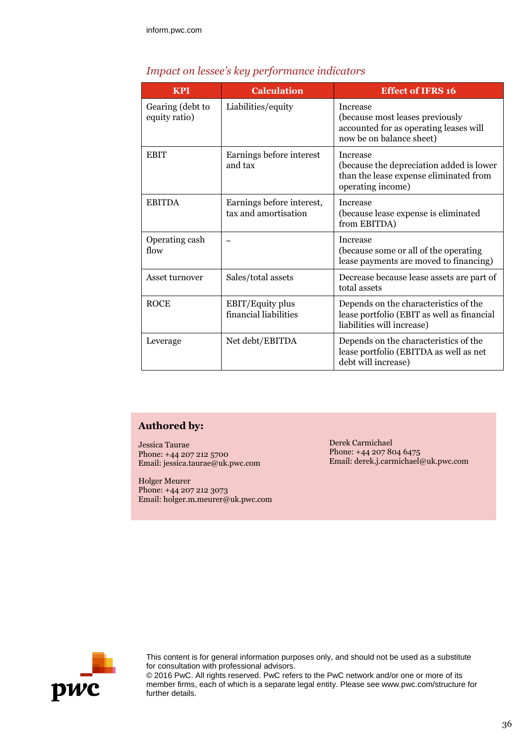*Impact on lessee's key performance indicators*

| KPI | Calculation | Effect of IFRS 16 |
|---|---|---|
| Gearing (debt to equity ratio) | Liabilities/equity | Increase (because most leases previously accounted for as operating leases will now be on balance sheet) |
| EBIT | Earnings before interest and tax | Increase (because the depreciation added is lower than the lease expense eliminated from operating income) |
| EBITDA | Earnings before interest, tax and amortisation | Increase (because lease expense is eliminated from EBITDA) |
| Operating cash flow | – | Increase (because some or all of the operating lease payments are moved to financing) |
| Asset turnover | Sales/total assets | Decrease because lease assets are part of total assets |
| ROCE | EBIT/Equity plus financial liabilities | Depends on the characteristics of the lease portfolio (EBIT as well as financial liabilities will increase) |
| Leverage | Net debt/EBITDA | Depends on the characteristics of the lease portfolio (EBITDA as well as net debt will increase) |

**Authored by:**

Jessica Taurae
Phone: +44 207 212 5700
Email: jessica.taurae@uk.pwc.com

Holger Meurer
Phone: +44 207 212 3073
Email: holger.m.meurer@uk.pwc.com

Derek Carmichael
Phone: +44 207 804 6475
Email: derek.j.carmichael@uk.pwc.com

This content is for general information purposes only, and should not be used as a substitute for consultation with professional advisors.
© 2016 PwC. All rights reserved. PwC refers to the PwC network and/or one or more of its member firms, each of which is a separate legal entity. Please see www.pwc.com/structure for further details.